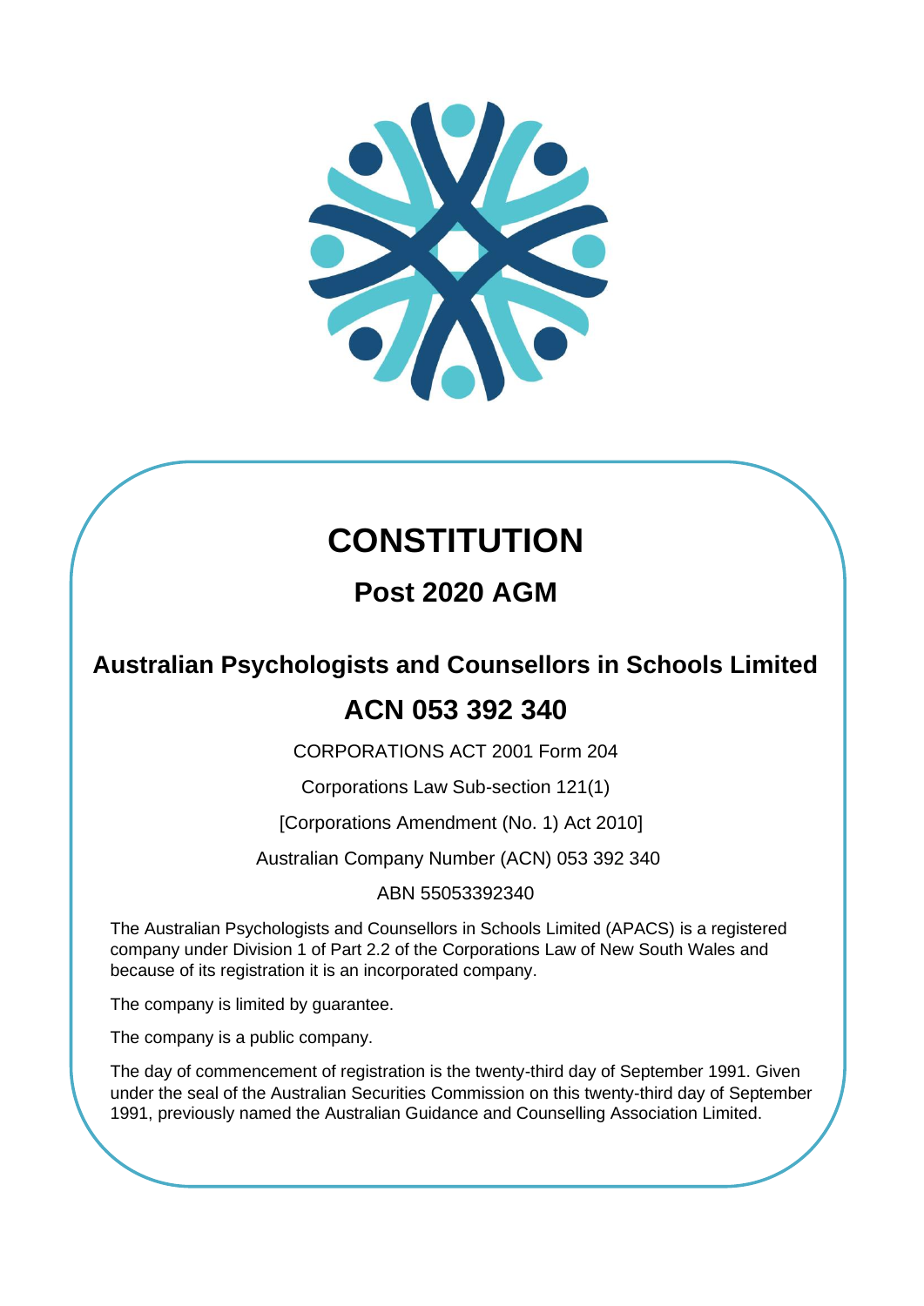# CONSTITUTION

## Post 2020 AGM

## Australian Psychologists and Counsellors in Schools Limited

## ACN 053 392 340

CORPORATIONS ACT 2001 Form 204

Corporations Law Sub-section 121(1)

[Corporations Amendment (No. 1) Act 2010]

Australian Company Number (ACN) 053 392 340

ABN 55053392340

The Australian Psychologists and Counsellors in Schools Limited (APACS) is a registered company under Division 1 of Part 2.2 of the Corporations Law of New South Wales and because of its registration it is an incorporated company.

The company is limited by guarantee.

The company is a public company.

The day of commencement of registration is the twenty-third day of September 1991. Given under the seal of the Australian Securities Commission on this twenty-third day of September 1991, previously named the Australian Guidance and Counselling Association Limited.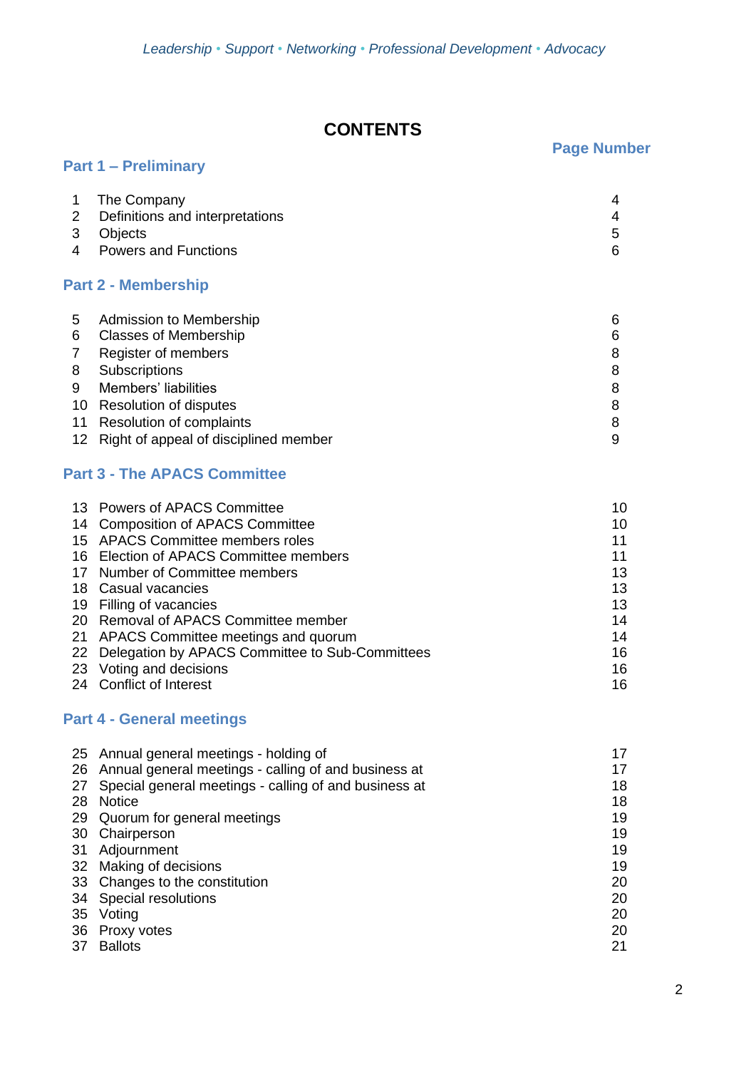*Leadership • Support • Networking • Professional Development • Advocacy*

# CONTENTS

| | | Page Number |
|---|---|---|
| **Part 1 – Preliminary** | | |
| 1 | The Company | 4 |
| 2 | Definitions and interpretations | 4 |
| 3 | Objects | 5 |
| 4 | Powers and Functions | 6 |
| **Part 2 - Membership** | | |
| 5 | Admission to Membership | 6 |
| 6 | Classes of Membership | 6 |
| 7 | Register of members | 8 |
| 8 | Subscriptions | 8 |
| 9 | Members' liabilities | 8 |
| 10 | Resolution of disputes | 8 |
| 11 | Resolution of complaints | 8 |
| 12 | Right of appeal of disciplined member | 9 |
| **Part 3 - The APACS Committee** | | |
| 13 | Powers of APACS Committee | 10 |
| 14 | Composition of APACS Committee | 10 |
| 15 | APACS Committee members roles | 11 |
| 16 | Election of APACS Committee members | 11 |
| 17 | Number of Committee members | 13 |
| 18 | Casual vacancies | 13 |
| 19 | Filling of vacancies | 13 |
| 20 | Removal of APACS Committee member | 14 |
| 21 | APACS Committee meetings and quorum | 14 |
| 22 | Delegation by APACS Committee to Sub-Committees | 16 |
| 23 | Voting and decisions | 16 |
| 24 | Conflict of Interest | 16 |
| **Part 4 - General meetings** | | |
| 25 | Annual general meetings - holding of | 17 |
| 26 | Annual general meetings - calling of and business at | 17 |
| 27 | Special general meetings - calling of and business at | 18 |
| 28 | Notice | 18 |
| 29 | Quorum for general meetings | 19 |
| 30 | Chairperson | 19 |
| 31 | Adjournment | 19 |
| 32 | Making of decisions | 19 |
| 33 | Changes to the constitution | 20 |
| 34 | Special resolutions | 20 |
| 35 | Voting | 20 |
| 36 | Proxy votes | 20 |
| 37 | Ballots | 21 |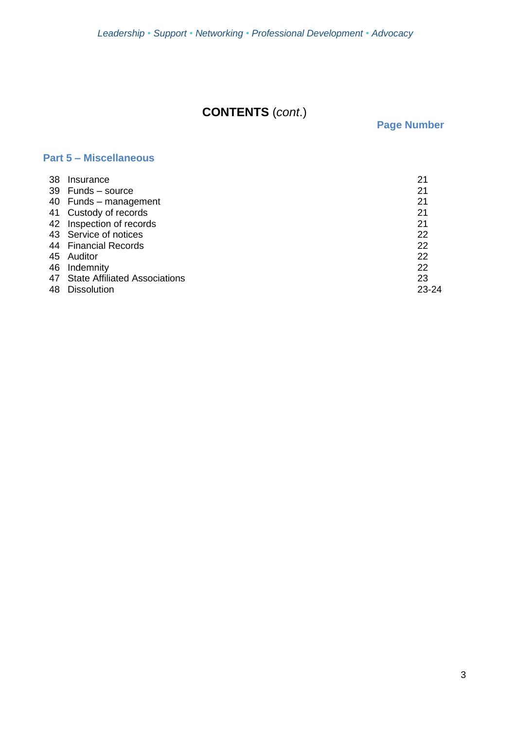# CONTENTS (*cont.*)

**Page Number**

## Part 5 – Miscellaneous

| | | |
|---|---|---|
| 38 | Insurance | 21 |
| 39 | Funds – source | 21 |
| 40 | Funds – management | 21 |
| 41 | Custody of records | 21 |
| 42 | Inspection of records | 21 |
| 43 | Service of notices | 22 |
| 44 | Financial Records | 22 |
| 45 | Auditor | 22 |
| 46 | Indemnity | 22 |
| 47 | State Affiliated Associations | 23 |
| 48 | Dissolution | 23-24 |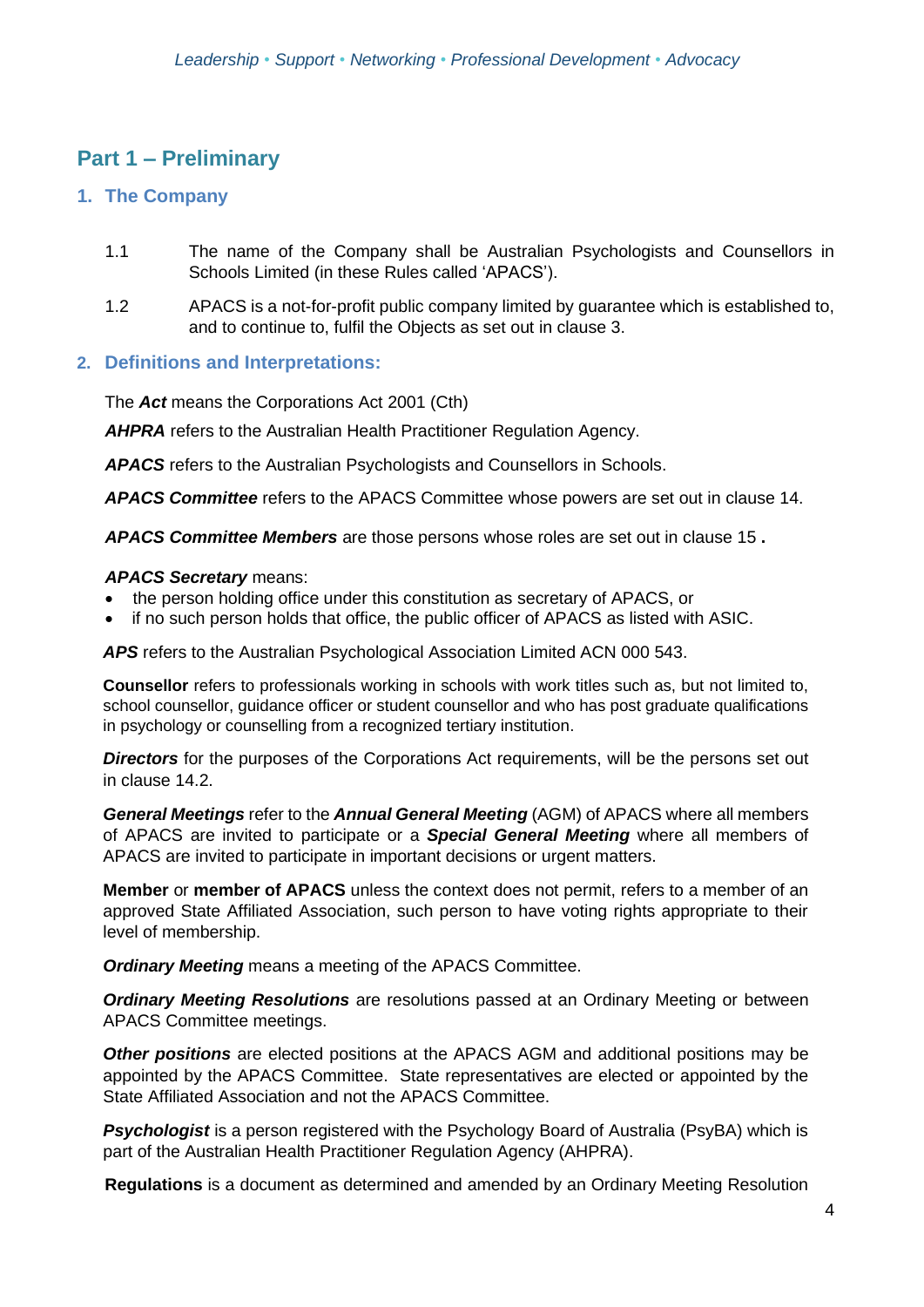# Part 1 – Preliminary

## 1. The Company

1.1 The name of the Company shall be Australian Psychologists and Counsellors in Schools Limited (in these Rules called 'APACS').

1.2 APACS is a not-for-profit public company limited by guarantee which is established to, and to continue to, fulfil the Objects as set out in clause 3.

## 2. Definitions and Interpretations:

The ***Act*** means the Corporations Act 2001 (Cth)

***AHPRA*** refers to the Australian Health Practitioner Regulation Agency.

***APACS*** refers to the Australian Psychologists and Counsellors in Schools.

***APACS Committee*** refers to the APACS Committee whose powers are set out in clause 14.

***APACS Committee Members*** are those persons whose roles are set out in clause 15 **.**

***APACS Secretary*** means:

- the person holding office under this constitution as secretary of APACS, or
- if no such person holds that office, the public officer of APACS as listed with ASIC.

***APS*** refers to the Australian Psychological Association Limited ACN 000 543.

**Counsellor** refers to professionals working in schools with work titles such as, but not limited to, school counsellor, guidance officer or student counsellor and who has post graduate qualifications in psychology or counselling from a recognized tertiary institution.

***Directors*** for the purposes of the Corporations Act requirements, will be the persons set out in clause 14.2.

***General Meetings*** refer to the ***Annual General Meeting*** (AGM) of APACS where all members of APACS are invited to participate or a ***Special General Meeting*** where all members of APACS are invited to participate in important decisions or urgent matters.

**Member** or **member of APACS** unless the context does not permit, refers to a member of an approved State Affiliated Association, such person to have voting rights appropriate to their level of membership.

***Ordinary Meeting*** means a meeting of the APACS Committee.

***Ordinary Meeting Resolutions*** are resolutions passed at an Ordinary Meeting or between APACS Committee meetings.

***Other positions*** are elected positions at the APACS AGM and additional positions may be appointed by the APACS Committee. State representatives are elected or appointed by the State Affiliated Association and not the APACS Committee.

***Psychologist*** is a person registered with the Psychology Board of Australia (PsyBA) which is part of the Australian Health Practitioner Regulation Agency (AHPRA).

**Regulations** is a document as determined and amended by an Ordinary Meeting Resolution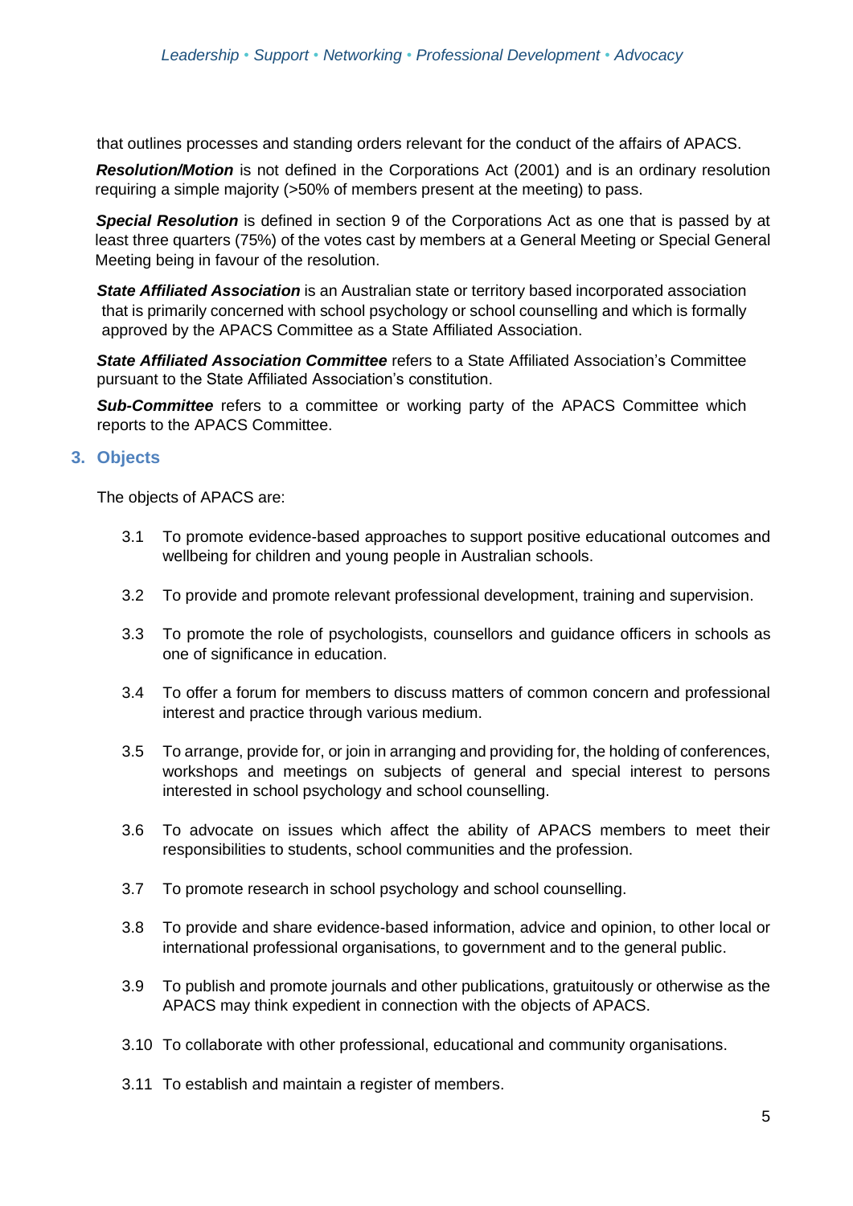that outlines processes and standing orders relevant for the conduct of the affairs of APACS.

***Resolution/Motion*** is not defined in the Corporations Act (2001) and is an ordinary resolution requiring a simple majority (>50% of members present at the meeting) to pass.

***Special Resolution*** is defined in section 9 of the Corporations Act as one that is passed by at least three quarters (75%) of the votes cast by members at a General Meeting or Special General Meeting being in favour of the resolution.

***State Affiliated Association*** is an Australian state or territory based incorporated association that is primarily concerned with school psychology or school counselling and which is formally approved by the APACS Committee as a State Affiliated Association.

***State Affiliated Association Committee*** refers to a State Affiliated Association's Committee pursuant to the State Affiliated Association's constitution.

***Sub-Committee*** refers to a committee or working party of the APACS Committee which reports to the APACS Committee.

## 3. Objects

The objects of APACS are:

3.1 To promote evidence-based approaches to support positive educational outcomes and wellbeing for children and young people in Australian schools.

3.2 To provide and promote relevant professional development, training and supervision.

3.3 To promote the role of psychologists, counsellors and guidance officers in schools as one of significance in education.

3.4 To offer a forum for members to discuss matters of common concern and professional interest and practice through various medium.

3.5 To arrange, provide for, or join in arranging and providing for, the holding of conferences, workshops and meetings on subjects of general and special interest to persons interested in school psychology and school counselling.

3.6 To advocate on issues which affect the ability of APACS members to meet their responsibilities to students, school communities and the profession.

3.7 To promote research in school psychology and school counselling.

3.8 To provide and share evidence-based information, advice and opinion, to other local or international professional organisations, to government and to the general public.

3.9 To publish and promote journals and other publications, gratuitously or otherwise as the APACS may think expedient in connection with the objects of APACS.

3.10 To collaborate with other professional, educational and community organisations.

3.11 To establish and maintain a register of members.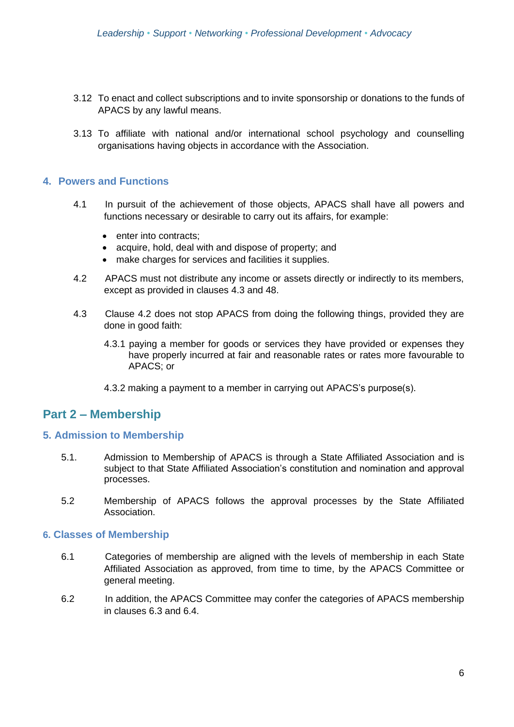3.12 To enact and collect subscriptions and to invite sponsorship or donations to the funds of APACS by any lawful means.

3.13 To affiliate with national and/or international school psychology and counselling organisations having objects in accordance with the Association.

### 4. Powers and Functions

4.1 In pursuit of the achievement of those objects, APACS shall have all powers and functions necessary or desirable to carry out its affairs, for example:

- enter into contracts;
- acquire, hold, deal with and dispose of property; and
- make charges for services and facilities it supplies.

4.2 APACS must not distribute any income or assets directly or indirectly to its members, except as provided in clauses 4.3 and 48.

4.3 Clause 4.2 does not stop APACS from doing the following things, provided they are done in good faith:

4.3.1 paying a member for goods or services they have provided or expenses they have properly incurred at fair and reasonable rates or rates more favourable to APACS; or

4.3.2 making a payment to a member in carrying out APACS's purpose(s).

## Part 2 – Membership

### 5. Admission to Membership

5.1. Admission to Membership of APACS is through a State Affiliated Association and is subject to that State Affiliated Association's constitution and nomination and approval processes.

5.2 Membership of APACS follows the approval processes by the State Affiliated Association.

### 6. Classes of Membership

6.1 Categories of membership are aligned with the levels of membership in each State Affiliated Association as approved, from time to time, by the APACS Committee or general meeting.

6.2 In addition, the APACS Committee may confer the categories of APACS membership in clauses 6.3 and 6.4.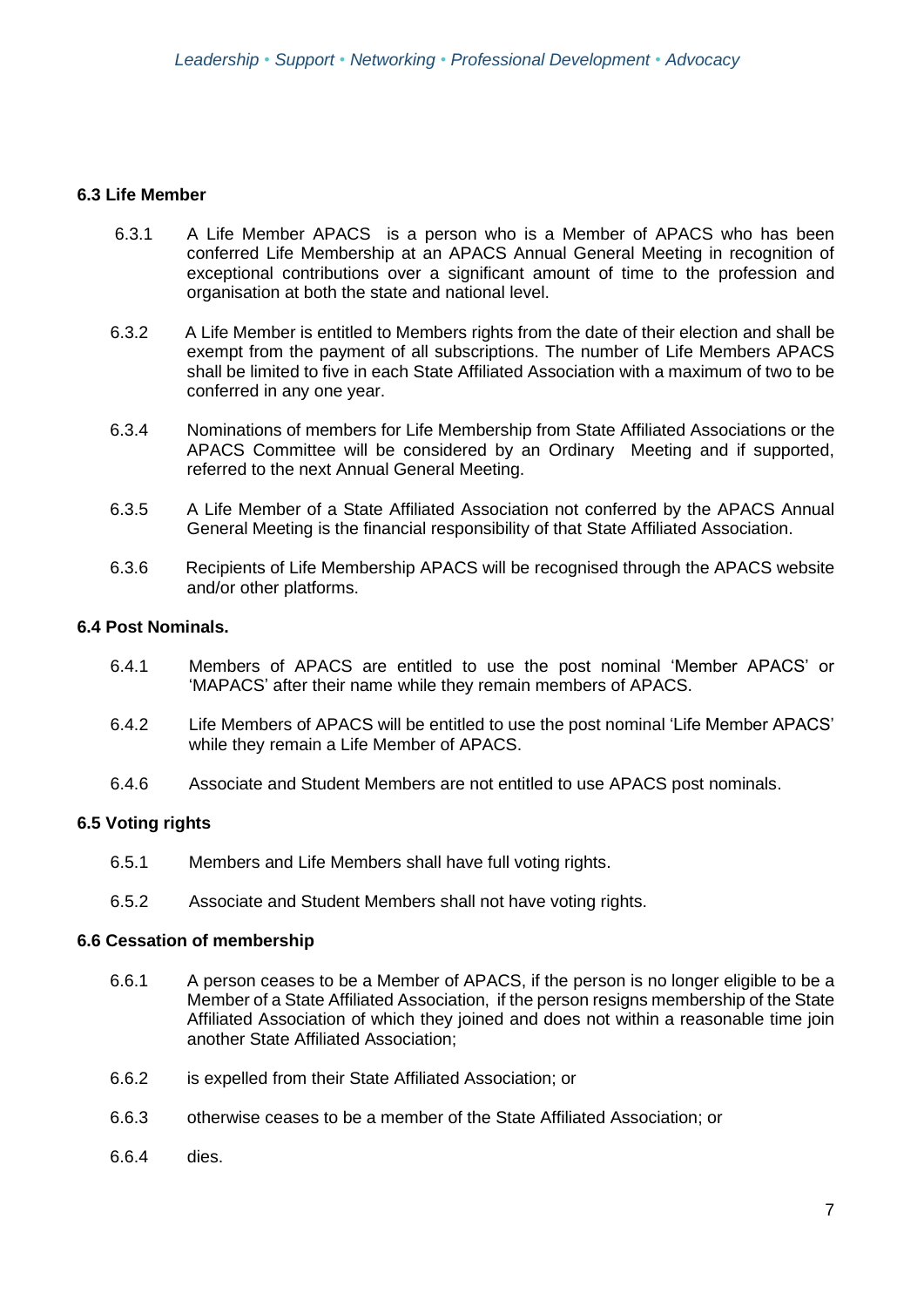### 6.3 Life Member

6.3.1 A Life Member APACS is a person who is a Member of APACS who has been conferred Life Membership at an APACS Annual General Meeting in recognition of exceptional contributions over a significant amount of time to the profession and organisation at both the state and national level.

6.3.2 A Life Member is entitled to Members rights from the date of their election and shall be exempt from the payment of all subscriptions. The number of Life Members APACS shall be limited to five in each State Affiliated Association with a maximum of two to be conferred in any one year.

6.3.4 Nominations of members for Life Membership from State Affiliated Associations or the APACS Committee will be considered by an Ordinary Meeting and if supported, referred to the next Annual General Meeting.

6.3.5 A Life Member of a State Affiliated Association not conferred by the APACS Annual General Meeting is the financial responsibility of that State Affiliated Association.

6.3.6 Recipients of Life Membership APACS will be recognised through the APACS website and/or other platforms.

### 6.4 Post Nominals.

6.4.1 Members of APACS are entitled to use the post nominal 'Member APACS' or 'MAPACS' after their name while they remain members of APACS.

6.4.2 Life Members of APACS will be entitled to use the post nominal 'Life Member APACS' while they remain a Life Member of APACS.

6.4.6 Associate and Student Members are not entitled to use APACS post nominals.

### 6.5 Voting rights

6.5.1 Members and Life Members shall have full voting rights.

6.5.2 Associate and Student Members shall not have voting rights.

### 6.6 Cessation of membership

6.6.1 A person ceases to be a Member of APACS, if the person is no longer eligible to be a Member of a State Affiliated Association, if the person resigns membership of the State Affiliated Association of which they joined and does not within a reasonable time join another State Affiliated Association;

6.6.2 is expelled from their State Affiliated Association; or

6.6.3 otherwise ceases to be a member of the State Affiliated Association; or

6.6.4 dies.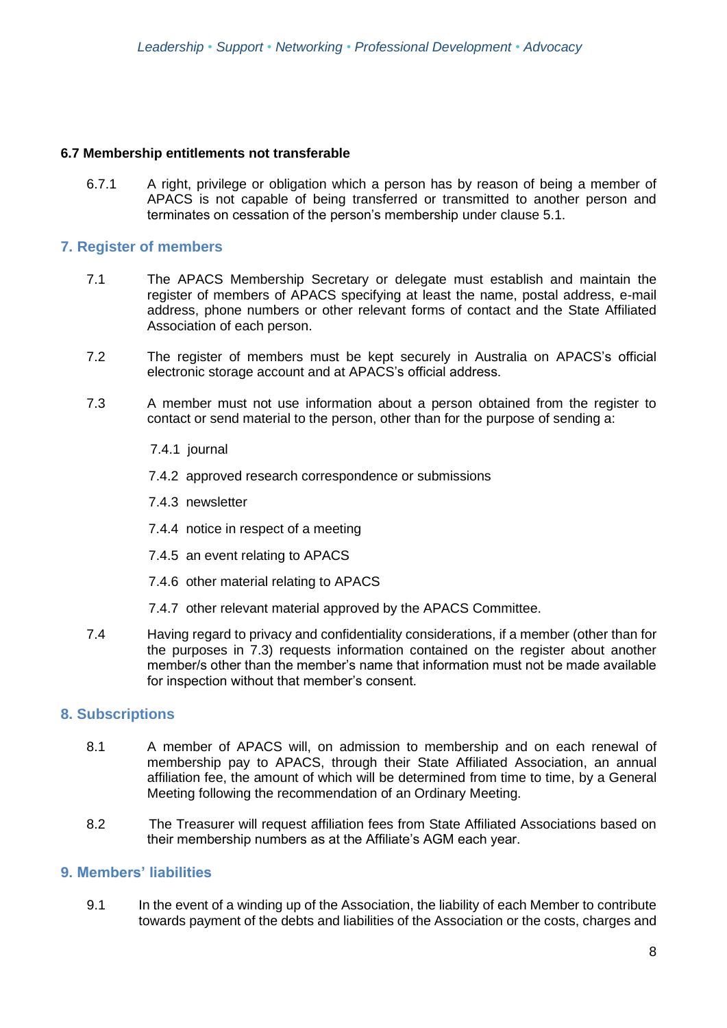### 6.7 Membership entitlements not transferable

6.7.1 A right, privilege or obligation which a person has by reason of being a member of APACS is not capable of being transferred or transmitted to another person and terminates on cessation of the person's membership under clause 5.1.

## 7. Register of members

7.1 The APACS Membership Secretary or delegate must establish and maintain the register of members of APACS specifying at least the name, postal address, e-mail address, phone numbers or other relevant forms of contact and the State Affiliated Association of each person.

7.2 The register of members must be kept securely in Australia on APACS's official electronic storage account and at APACS's official address.

7.3 A member must not use information about a person obtained from the register to contact or send material to the person, other than for the purpose of sending a:

- 7.4.1 journal
- 7.4.2 approved research correspondence or submissions
- 7.4.3 newsletter
- 7.4.4 notice in respect of a meeting
- 7.4.5 an event relating to APACS
- 7.4.6 other material relating to APACS
- 7.4.7 other relevant material approved by the APACS Committee.

7.4 Having regard to privacy and confidentiality considerations, if a member (other than for the purposes in 7.3) requests information contained on the register about another member/s other than the member's name that information must not be made available for inspection without that member's consent.

## 8. Subscriptions

8.1 A member of APACS will, on admission to membership and on each renewal of membership pay to APACS, through their State Affiliated Association, an annual affiliation fee, the amount of which will be determined from time to time, by a General Meeting following the recommendation of an Ordinary Meeting.

8.2 The Treasurer will request affiliation fees from State Affiliated Associations based on their membership numbers as at the Affiliate's AGM each year.

## 9. Members' liabilities

9.1 In the event of a winding up of the Association, the liability of each Member to contribute towards payment of the debts and liabilities of the Association or the costs, charges and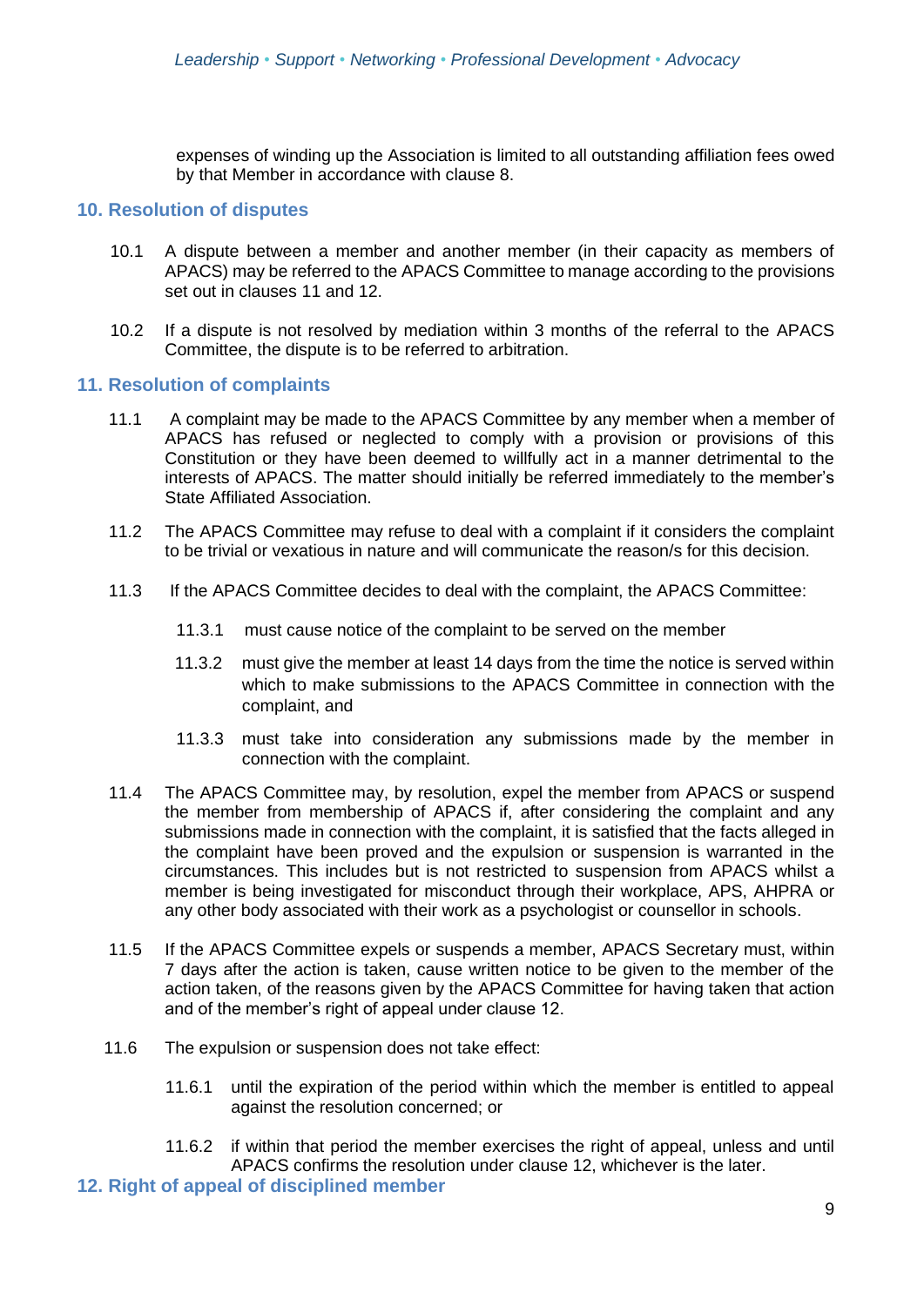expenses of winding up the Association is limited to all outstanding affiliation fees owed by that Member in accordance with clause 8.

## 10. Resolution of disputes

10.1 A dispute between a member and another member (in their capacity as members of APACS) may be referred to the APACS Committee to manage according to the provisions set out in clauses 11 and 12.

10.2 If a dispute is not resolved by mediation within 3 months of the referral to the APACS Committee, the dispute is to be referred to arbitration.

## 11. Resolution of complaints

11.1 A complaint may be made to the APACS Committee by any member when a member of APACS has refused or neglected to comply with a provision or provisions of this Constitution or they have been deemed to willfully act in a manner detrimental to the interests of APACS. The matter should initially be referred immediately to the member's State Affiliated Association.

11.2 The APACS Committee may refuse to deal with a complaint if it considers the complaint to be trivial or vexatious in nature and will communicate the reason/s for this decision.

11.3 If the APACS Committee decides to deal with the complaint, the APACS Committee:

11.3.1 must cause notice of the complaint to be served on the member

11.3.2 must give the member at least 14 days from the time the notice is served within which to make submissions to the APACS Committee in connection with the complaint, and

11.3.3 must take into consideration any submissions made by the member in connection with the complaint.

11.4 The APACS Committee may, by resolution, expel the member from APACS or suspend the member from membership of APACS if, after considering the complaint and any submissions made in connection with the complaint, it is satisfied that the facts alleged in the complaint have been proved and the expulsion or suspension is warranted in the circumstances. This includes but is not restricted to suspension from APACS whilst a member is being investigated for misconduct through their workplace, APS, AHPRA or any other body associated with their work as a psychologist or counsellor in schools.

11.5 If the APACS Committee expels or suspends a member, APACS Secretary must, within 7 days after the action is taken, cause written notice to be given to the member of the action taken, of the reasons given by the APACS Committee for having taken that action and of the member's right of appeal under clause 12.

11.6 The expulsion or suspension does not take effect:

11.6.1 until the expiration of the period within which the member is entitled to appeal against the resolution concerned; or

11.6.2 if within that period the member exercises the right of appeal, unless and until APACS confirms the resolution under clause 12, whichever is the later.

## 12. Right of appeal of disciplined member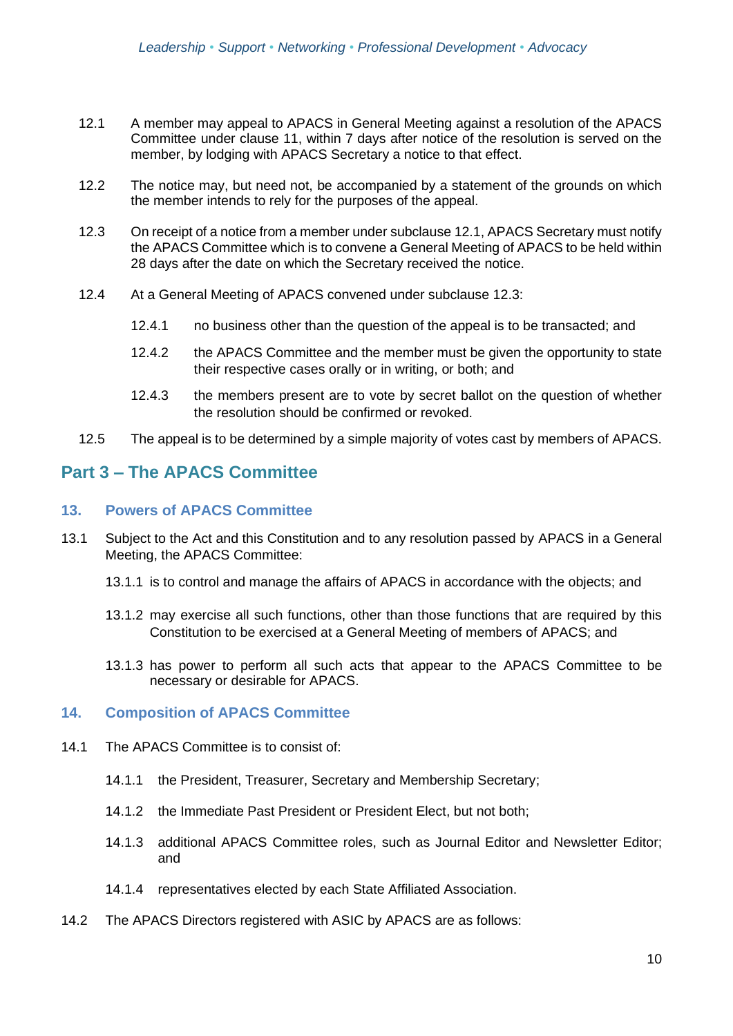12.1 A member may appeal to APACS in General Meeting against a resolution of the APACS Committee under clause 11, within 7 days after notice of the resolution is served on the member, by lodging with APACS Secretary a notice to that effect.

12.2 The notice may, but need not, be accompanied by a statement of the grounds on which the member intends to rely for the purposes of the appeal.

12.3 On receipt of a notice from a member under subclause 12.1, APACS Secretary must notify the APACS Committee which is to convene a General Meeting of APACS to be held within 28 days after the date on which the Secretary received the notice.

12.4 At a General Meeting of APACS convened under subclause 12.3:

- 12.4.1 no business other than the question of the appeal is to be transacted; and
- 12.4.2 the APACS Committee and the member must be given the opportunity to state their respective cases orally or in writing, or both; and
- 12.4.3 the members present are to vote by secret ballot on the question of whether the resolution should be confirmed or revoked.

12.5 The appeal is to be determined by a simple majority of votes cast by members of APACS.

## Part 3 – The APACS Committee

### 13. Powers of APACS Committee

13.1 Subject to the Act and this Constitution and to any resolution passed by APACS in a General Meeting, the APACS Committee:

- 13.1.1 is to control and manage the affairs of APACS in accordance with the objects; and
- 13.1.2 may exercise all such functions, other than those functions that are required by this Constitution to be exercised at a General Meeting of members of APACS; and
- 13.1.3 has power to perform all such acts that appear to the APACS Committee to be necessary or desirable for APACS.

### 14. Composition of APACS Committee

14.1 The APACS Committee is to consist of:

- 14.1.1 the President, Treasurer, Secretary and Membership Secretary;
- 14.1.2 the Immediate Past President or President Elect, but not both;
- 14.1.3 additional APACS Committee roles, such as Journal Editor and Newsletter Editor; and
- 14.1.4 representatives elected by each State Affiliated Association.

14.2 The APACS Directors registered with ASIC by APACS are as follows: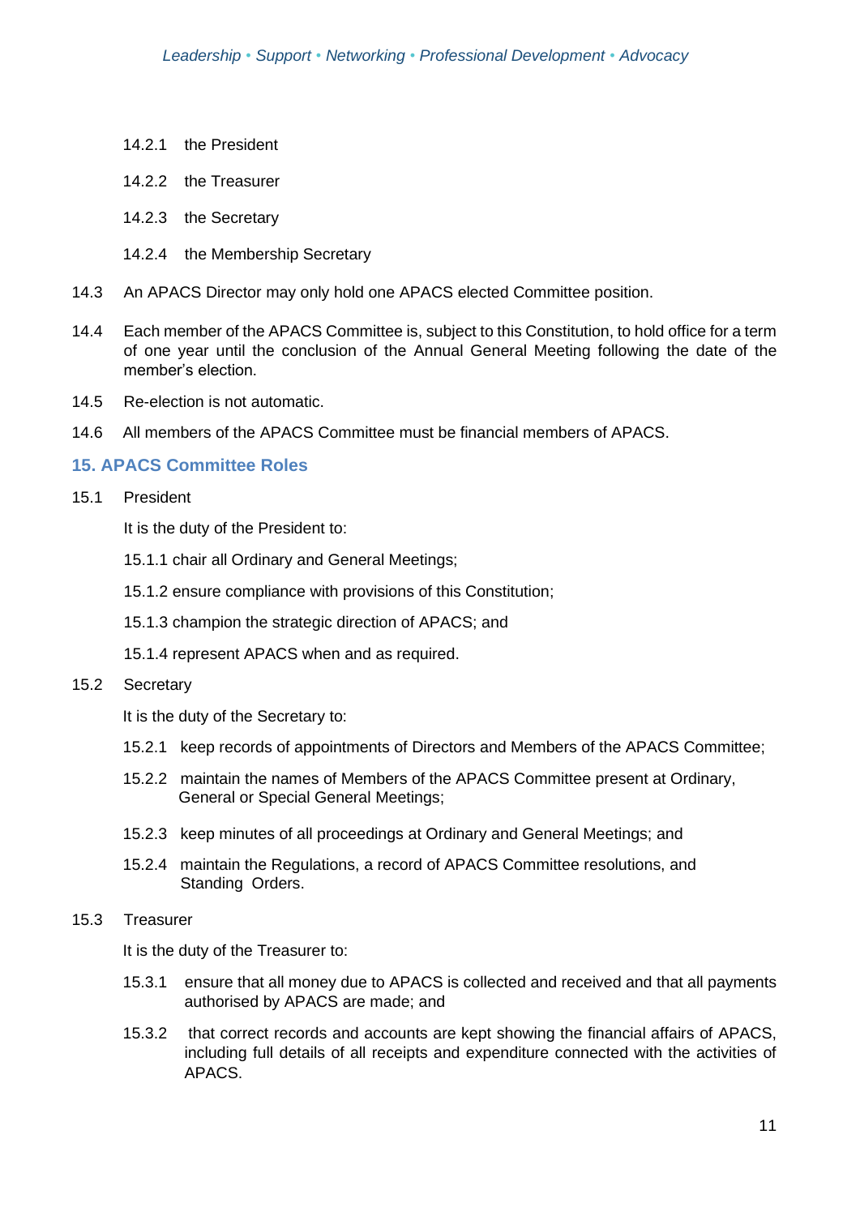14.2.1 the President

14.2.2 the Treasurer

14.2.3 the Secretary

14.2.4 the Membership Secretary

14.3 An APACS Director may only hold one APACS elected Committee position.

14.4 Each member of the APACS Committee is, subject to this Constitution, to hold office for a term of one year until the conclusion of the Annual General Meeting following the date of the member's election.

14.5 Re-election is not automatic.

14.6 All members of the APACS Committee must be financial members of APACS.

## 15. APACS Committee Roles

15.1 President

It is the duty of the President to:

15.1.1 chair all Ordinary and General Meetings;

15.1.2 ensure compliance with provisions of this Constitution;

15.1.3 champion the strategic direction of APACS; and

15.1.4 represent APACS when and as required.

15.2 Secretary

It is the duty of the Secretary to:

15.2.1 keep records of appointments of Directors and Members of the APACS Committee;

15.2.2 maintain the names of Members of the APACS Committee present at Ordinary, General or Special General Meetings;

15.2.3 keep minutes of all proceedings at Ordinary and General Meetings; and

15.2.4 maintain the Regulations, a record of APACS Committee resolutions, and Standing Orders.

15.3 Treasurer

It is the duty of the Treasurer to:

15.3.1 ensure that all money due to APACS is collected and received and that all payments authorised by APACS are made; and

15.3.2 that correct records and accounts are kept showing the financial affairs of APACS, including full details of all receipts and expenditure connected with the activities of APACS.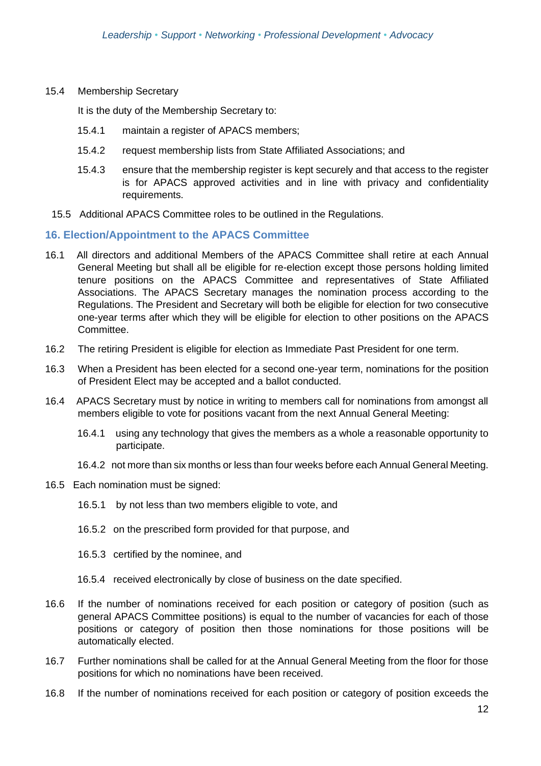15.4 Membership Secretary

It is the duty of the Membership Secretary to:

15.4.1 maintain a register of APACS members;

15.4.2 request membership lists from State Affiliated Associations; and

15.4.3 ensure that the membership register is kept securely and that access to the register is for APACS approved activities and in line with privacy and confidentiality requirements.

15.5 Additional APACS Committee roles to be outlined in the Regulations.

## 16. Election/Appointment to the APACS Committee

16.1 All directors and additional Members of the APACS Committee shall retire at each Annual General Meeting but shall all be eligible for re-election except those persons holding limited tenure positions on the APACS Committee and representatives of State Affiliated Associations. The APACS Secretary manages the nomination process according to the Regulations. The President and Secretary will both be eligible for election for two consecutive one-year terms after which they will be eligible for election to other positions on the APACS Committee.

16.2 The retiring President is eligible for election as Immediate Past President for one term.

16.3 When a President has been elected for a second one-year term, nominations for the position of President Elect may be accepted and a ballot conducted.

16.4 APACS Secretary must by notice in writing to members call for nominations from amongst all members eligible to vote for positions vacant from the next Annual General Meeting:

16.4.1 using any technology that gives the members as a whole a reasonable opportunity to participate.

16.4.2 not more than six months or less than four weeks before each Annual General Meeting.

16.5 Each nomination must be signed:

16.5.1 by not less than two members eligible to vote, and

16.5.2 on the prescribed form provided for that purpose, and

16.5.3 certified by the nominee, and

16.5.4 received electronically by close of business on the date specified.

16.6 If the number of nominations received for each position or category of position (such as general APACS Committee positions) is equal to the number of vacancies for each of those positions or category of position then those nominations for those positions will be automatically elected.

16.7 Further nominations shall be called for at the Annual General Meeting from the floor for those positions for which no nominations have been received.

16.8 If the number of nominations received for each position or category of position exceeds the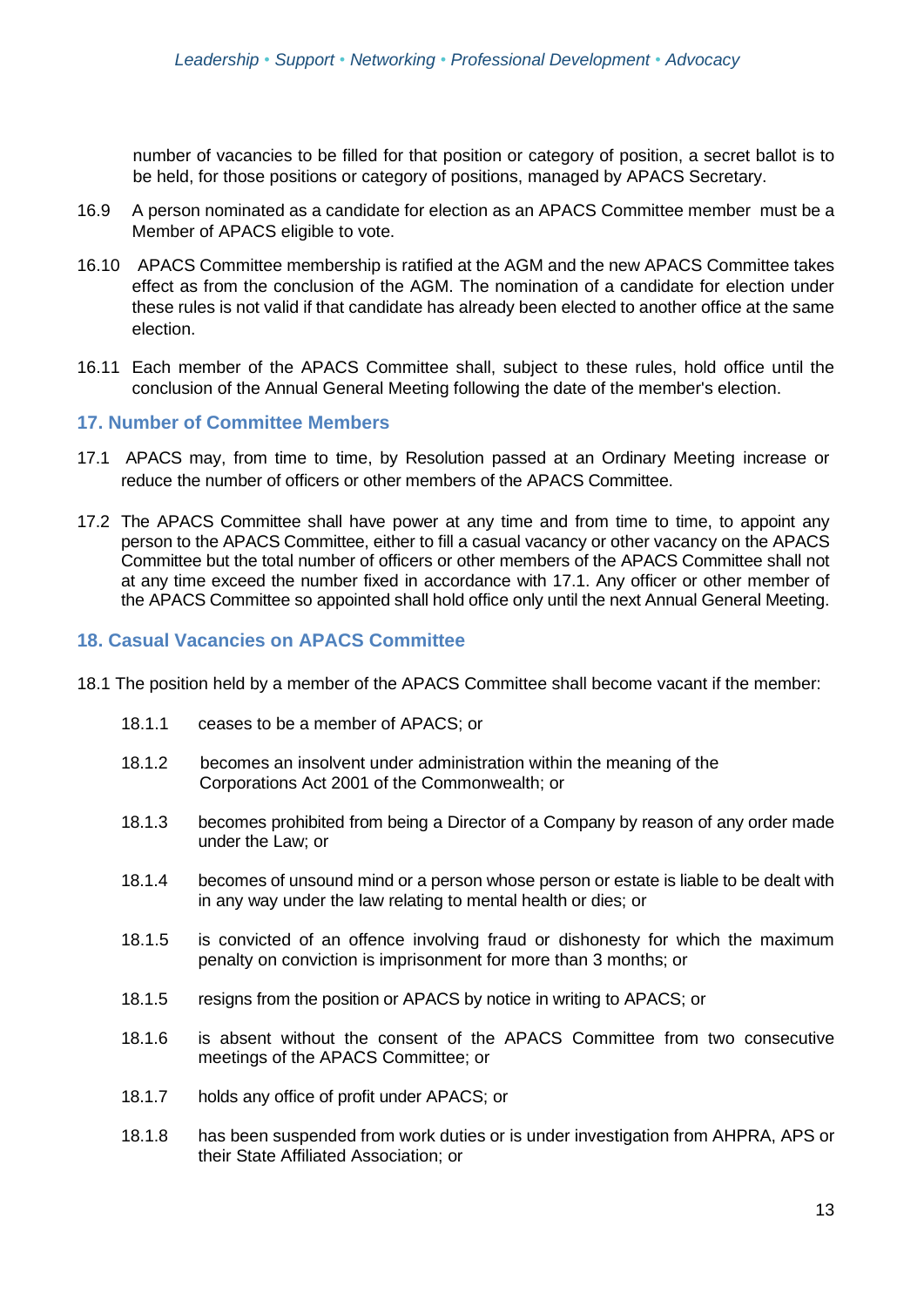number of vacancies to be filled for that position or category of position, a secret ballot is to be held, for those positions or category of positions, managed by APACS Secretary.

16.9 A person nominated as a candidate for election as an APACS Committee member must be a Member of APACS eligible to vote.

16.10 APACS Committee membership is ratified at the AGM and the new APACS Committee takes effect as from the conclusion of the AGM. The nomination of a candidate for election under these rules is not valid if that candidate has already been elected to another office at the same election.

16.11 Each member of the APACS Committee shall, subject to these rules, hold office until the conclusion of the Annual General Meeting following the date of the member's election.

### 17. Number of Committee Members

17.1 APACS may, from time to time, by Resolution passed at an Ordinary Meeting increase or reduce the number of officers or other members of the APACS Committee.

17.2 The APACS Committee shall have power at any time and from time to time, to appoint any person to the APACS Committee, either to fill a casual vacancy or other vacancy on the APACS Committee but the total number of officers or other members of the APACS Committee shall not at any time exceed the number fixed in accordance with 17.1. Any officer or other member of the APACS Committee so appointed shall hold office only until the next Annual General Meeting.

### 18. Casual Vacancies on APACS Committee

18.1 The position held by a member of the APACS Committee shall become vacant if the member:

- 18.1.1 ceases to be a member of APACS; or
- 18.1.2 becomes an insolvent under administration within the meaning of the Corporations Act 2001 of the Commonwealth; or
- 18.1.3 becomes prohibited from being a Director of a Company by reason of any order made under the Law; or
- 18.1.4 becomes of unsound mind or a person whose person or estate is liable to be dealt with in any way under the law relating to mental health or dies; or
- 18.1.5 is convicted of an offence involving fraud or dishonesty for which the maximum penalty on conviction is imprisonment for more than 3 months; or
- 18.1.5 resigns from the position or APACS by notice in writing to APACS; or
- 18.1.6 is absent without the consent of the APACS Committee from two consecutive meetings of the APACS Committee; or
- 18.1.7 holds any office of profit under APACS; or
- 18.1.8 has been suspended from work duties or is under investigation from AHPRA, APS or their State Affiliated Association; or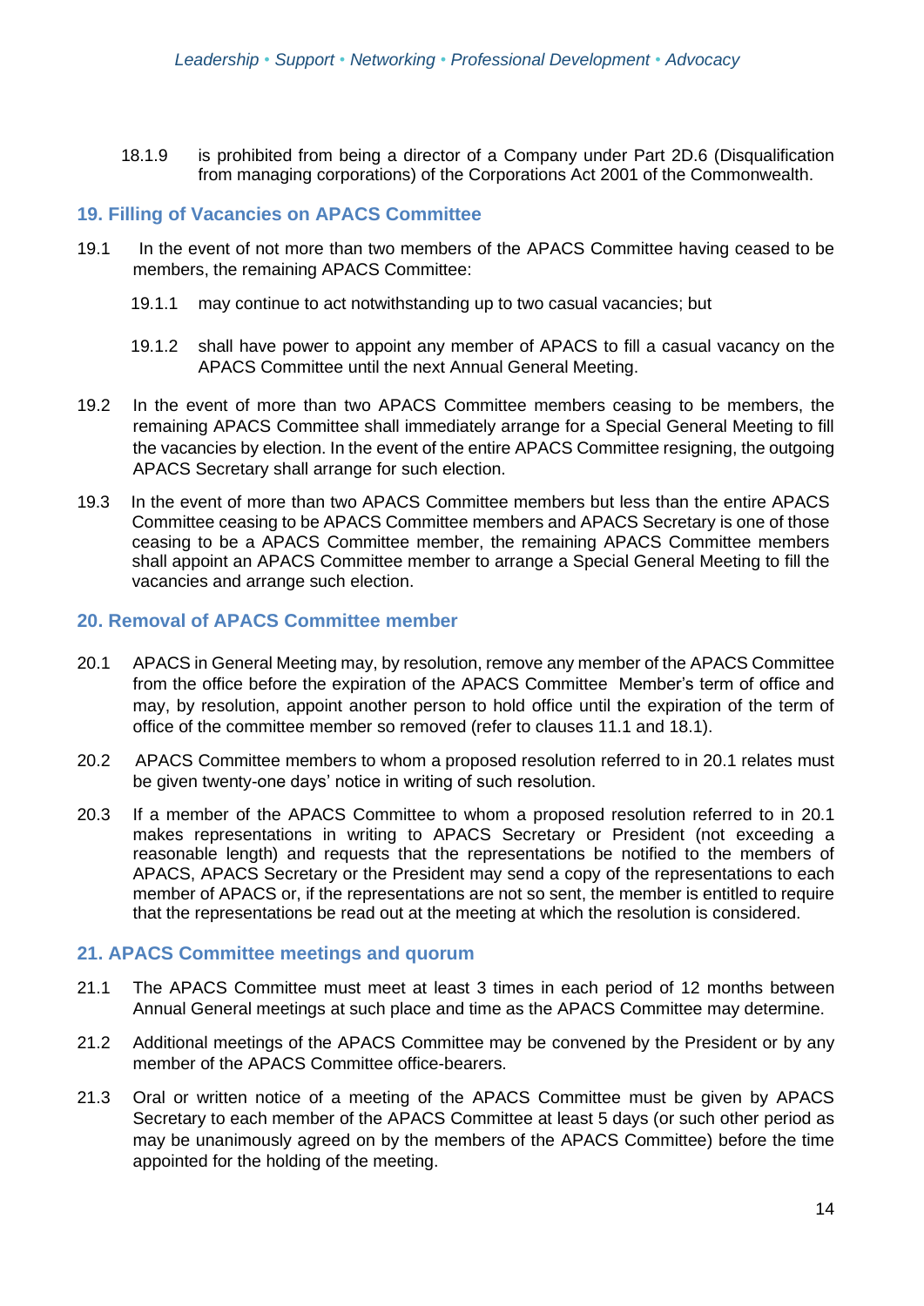18.1.9 is prohibited from being a director of a Company under Part 2D.6 (Disqualification from managing corporations) of the Corporations Act 2001 of the Commonwealth.

## 19. Filling of Vacancies on APACS Committee

19.1 In the event of not more than two members of the APACS Committee having ceased to be members, the remaining APACS Committee:

19.1.1 may continue to act notwithstanding up to two casual vacancies; but

19.1.2 shall have power to appoint any member of APACS to fill a casual vacancy on the APACS Committee until the next Annual General Meeting.

19.2 In the event of more than two APACS Committee members ceasing to be members, the remaining APACS Committee shall immediately arrange for a Special General Meeting to fill the vacancies by election. In the event of the entire APACS Committee resigning, the outgoing APACS Secretary shall arrange for such election.

19.3 In the event of more than two APACS Committee members but less than the entire APACS Committee ceasing to be APACS Committee members and APACS Secretary is one of those ceasing to be a APACS Committee member, the remaining APACS Committee members shall appoint an APACS Committee member to arrange a Special General Meeting to fill the vacancies and arrange such election.

## 20. Removal of APACS Committee member

20.1 APACS in General Meeting may, by resolution, remove any member of the APACS Committee from the office before the expiration of the APACS Committee Member's term of office and may, by resolution, appoint another person to hold office until the expiration of the term of office of the committee member so removed (refer to clauses 11.1 and 18.1).

20.2 APACS Committee members to whom a proposed resolution referred to in 20.1 relates must be given twenty-one days' notice in writing of such resolution.

20.3 If a member of the APACS Committee to whom a proposed resolution referred to in 20.1 makes representations in writing to APACS Secretary or President (not exceeding a reasonable length) and requests that the representations be notified to the members of APACS, APACS Secretary or the President may send a copy of the representations to each member of APACS or, if the representations are not so sent, the member is entitled to require that the representations be read out at the meeting at which the resolution is considered.

## 21. APACS Committee meetings and quorum

21.1 The APACS Committee must meet at least 3 times in each period of 12 months between Annual General meetings at such place and time as the APACS Committee may determine.

21.2 Additional meetings of the APACS Committee may be convened by the President or by any member of the APACS Committee office-bearers.

21.3 Oral or written notice of a meeting of the APACS Committee must be given by APACS Secretary to each member of the APACS Committee at least 5 days (or such other period as may be unanimously agreed on by the members of the APACS Committee) before the time appointed for the holding of the meeting.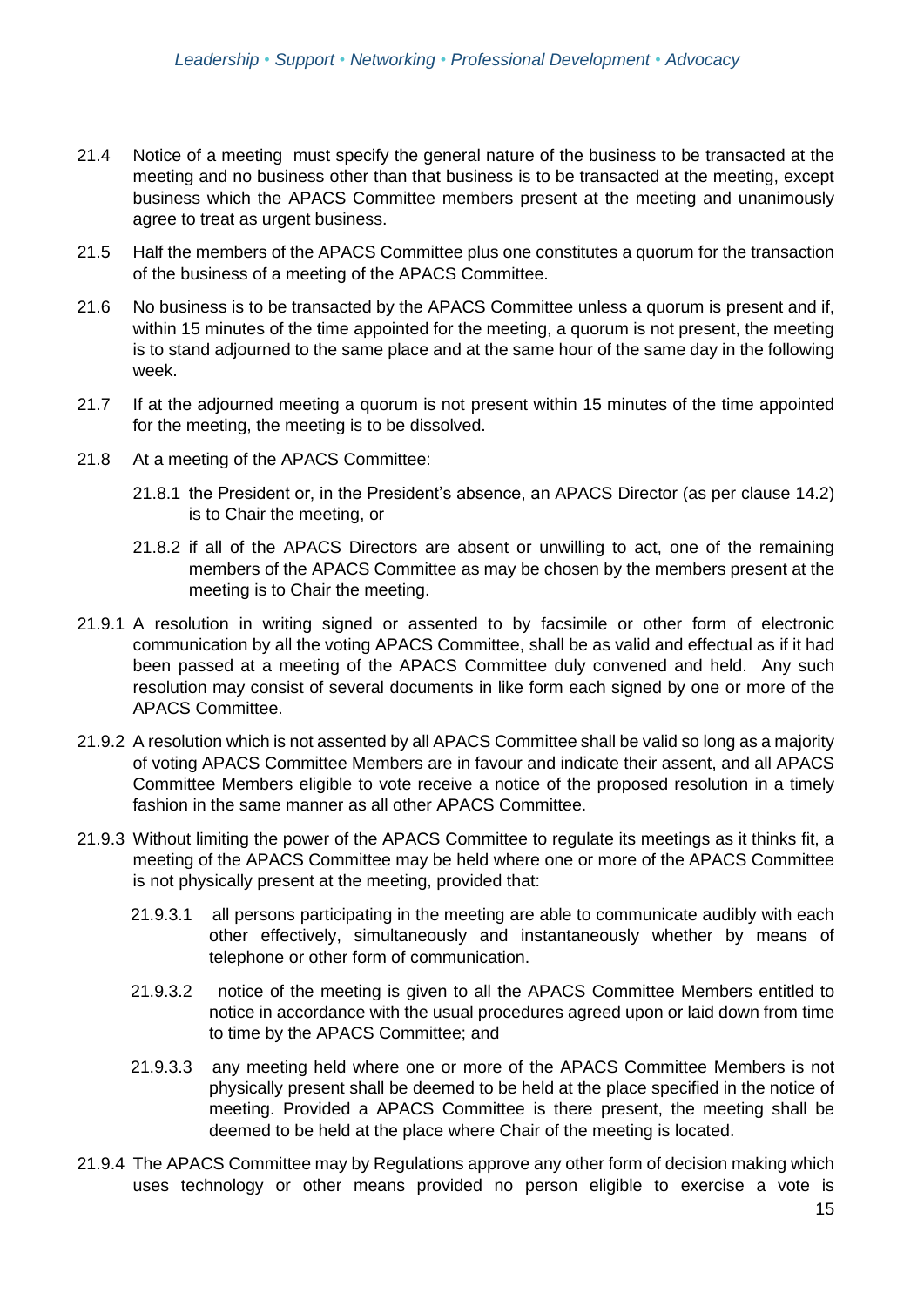21.4 Notice of a meeting must specify the general nature of the business to be transacted at the meeting and no business other than that business is to be transacted at the meeting, except business which the APACS Committee members present at the meeting and unanimously agree to treat as urgent business.

21.5 Half the members of the APACS Committee plus one constitutes a quorum for the transaction of the business of a meeting of the APACS Committee.

21.6 No business is to be transacted by the APACS Committee unless a quorum is present and if, within 15 minutes of the time appointed for the meeting, a quorum is not present, the meeting is to stand adjourned to the same place and at the same hour of the same day in the following week.

21.7 If at the adjourned meeting a quorum is not present within 15 minutes of the time appointed for the meeting, the meeting is to be dissolved.

21.8 At a meeting of the APACS Committee:

- 21.8.1 the President or, in the President's absence, an APACS Director (as per clause 14.2) is to Chair the meeting, or
- 21.8.2 if all of the APACS Directors are absent or unwilling to act, one of the remaining members of the APACS Committee as may be chosen by the members present at the meeting is to Chair the meeting.

21.9.1 A resolution in writing signed or assented to by facsimile or other form of electronic communication by all the voting APACS Committee, shall be as valid and effectual as if it had been passed at a meeting of the APACS Committee duly convened and held. Any such resolution may consist of several documents in like form each signed by one or more of the APACS Committee.

21.9.2 A resolution which is not assented by all APACS Committee shall be valid so long as a majority of voting APACS Committee Members are in favour and indicate their assent, and all APACS Committee Members eligible to vote receive a notice of the proposed resolution in a timely fashion in the same manner as all other APACS Committee.

21.9.3 Without limiting the power of the APACS Committee to regulate its meetings as it thinks fit, a meeting of the APACS Committee may be held where one or more of the APACS Committee is not physically present at the meeting, provided that:

- 21.9.3.1 all persons participating in the meeting are able to communicate audibly with each other effectively, simultaneously and instantaneously whether by means of telephone or other form of communication.
- 21.9.3.2 notice of the meeting is given to all the APACS Committee Members entitled to notice in accordance with the usual procedures agreed upon or laid down from time to time by the APACS Committee; and
- 21.9.3.3 any meeting held where one or more of the APACS Committee Members is not physically present shall be deemed to be held at the place specified in the notice of meeting. Provided a APACS Committee is there present, the meeting shall be deemed to be held at the place where Chair of the meeting is located.

21.9.4 The APACS Committee may by Regulations approve any other form of decision making which uses technology or other means provided no person eligible to exercise a vote is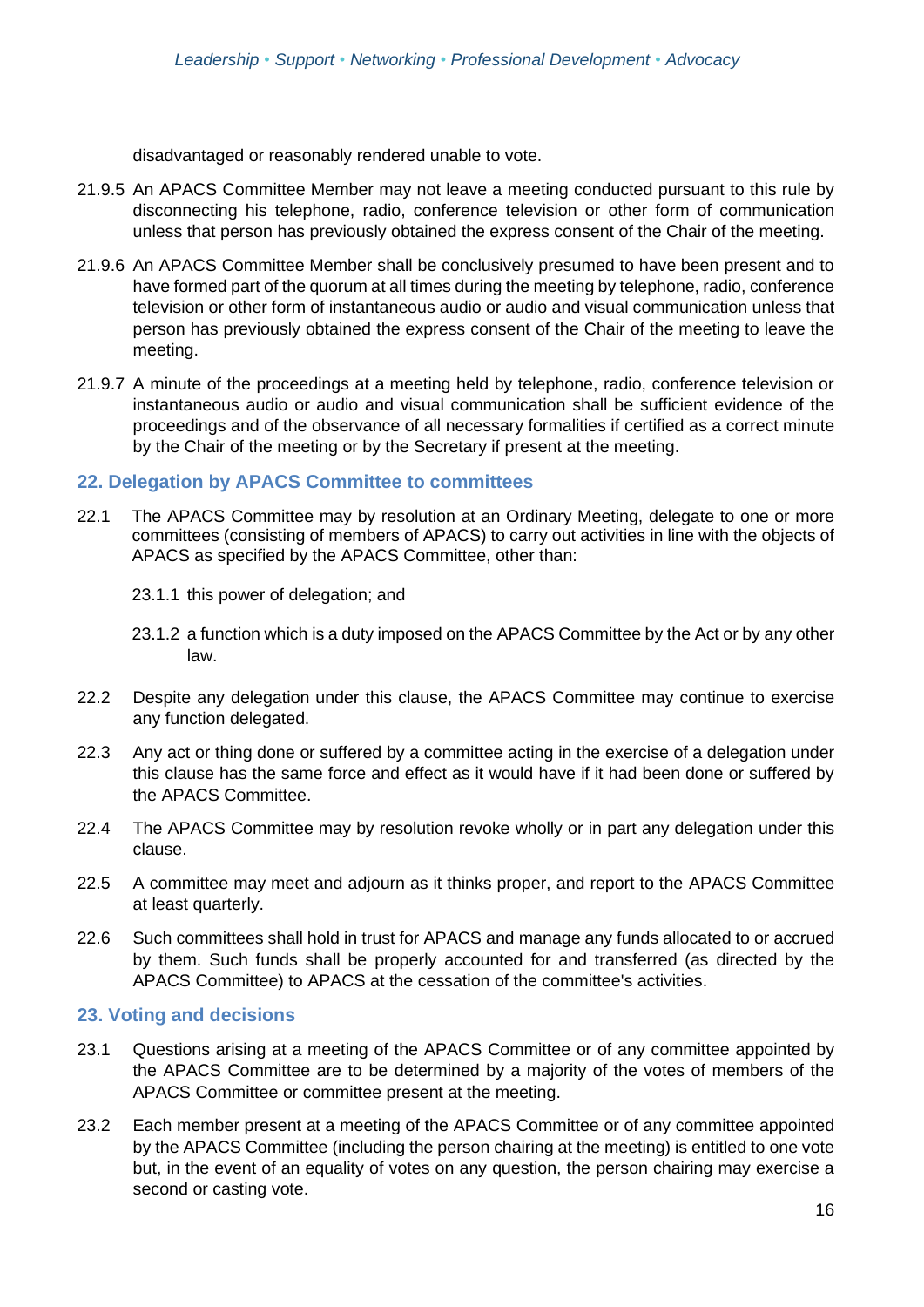disadvantaged or reasonably rendered unable to vote.

21.9.5 An APACS Committee Member may not leave a meeting conducted pursuant to this rule by disconnecting his telephone, radio, conference television or other form of communication unless that person has previously obtained the express consent of the Chair of the meeting.

21.9.6 An APACS Committee Member shall be conclusively presumed to have been present and to have formed part of the quorum at all times during the meeting by telephone, radio, conference television or other form of instantaneous audio or audio and visual communication unless that person has previously obtained the express consent of the Chair of the meeting to leave the meeting.

21.9.7 A minute of the proceedings at a meeting held by telephone, radio, conference television or instantaneous audio or audio and visual communication shall be sufficient evidence of the proceedings and of the observance of all necessary formalities if certified as a correct minute by the Chair of the meeting or by the Secretary if present at the meeting.

## 22. Delegation by APACS Committee to committees

22.1 The APACS Committee may by resolution at an Ordinary Meeting, delegate to one or more committees (consisting of members of APACS) to carry out activities in line with the objects of APACS as specified by the APACS Committee, other than:

23.1.1 this power of delegation; and

23.1.2 a function which is a duty imposed on the APACS Committee by the Act or by any other law.

22.2 Despite any delegation under this clause, the APACS Committee may continue to exercise any function delegated.

22.3 Any act or thing done or suffered by a committee acting in the exercise of a delegation under this clause has the same force and effect as it would have if it had been done or suffered by the APACS Committee.

22.4 The APACS Committee may by resolution revoke wholly or in part any delegation under this clause.

22.5 A committee may meet and adjourn as it thinks proper, and report to the APACS Committee at least quarterly.

22.6 Such committees shall hold in trust for APACS and manage any funds allocated to or accrued by them. Such funds shall be properly accounted for and transferred (as directed by the APACS Committee) to APACS at the cessation of the committee's activities.

## 23. Voting and decisions

23.1 Questions arising at a meeting of the APACS Committee or of any committee appointed by the APACS Committee are to be determined by a majority of the votes of members of the APACS Committee or committee present at the meeting.

23.2 Each member present at a meeting of the APACS Committee or of any committee appointed by the APACS Committee (including the person chairing at the meeting) is entitled to one vote but, in the event of an equality of votes on any question, the person chairing may exercise a second or casting vote.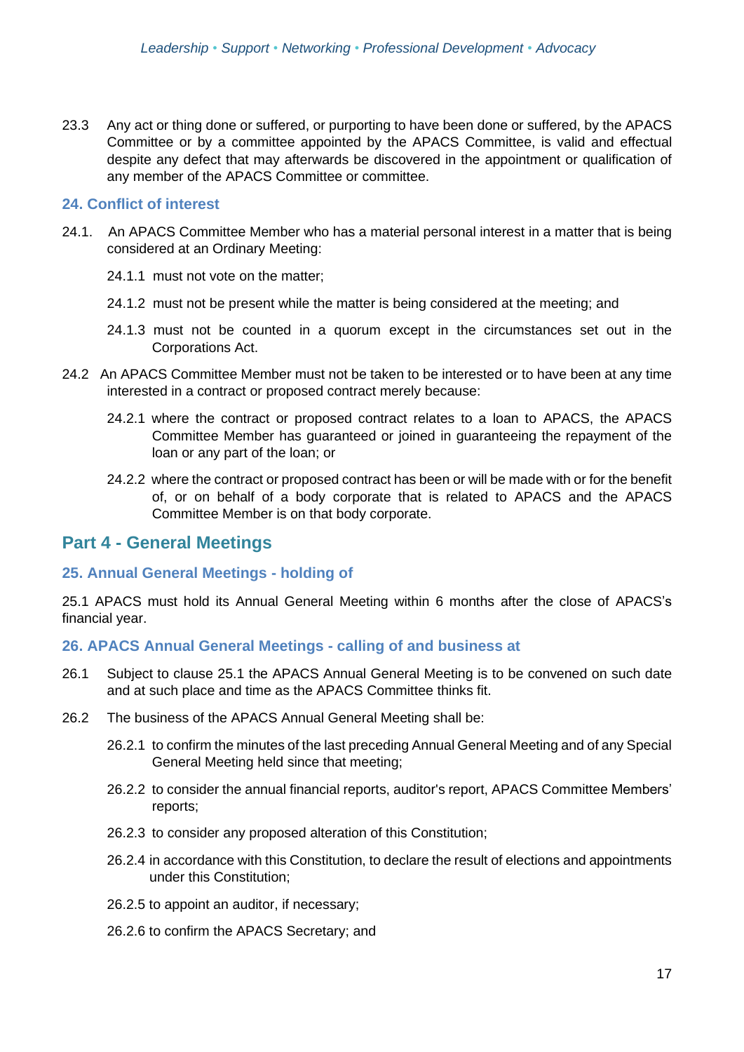23.3 Any act or thing done or suffered, or purporting to have been done or suffered, by the APACS Committee or by a committee appointed by the APACS Committee, is valid and effectual despite any defect that may afterwards be discovered in the appointment or qualification of any member of the APACS Committee or committee.

### 24. Conflict of interest

24.1. An APACS Committee Member who has a material personal interest in a matter that is being considered at an Ordinary Meeting:

24.1.1 must not vote on the matter;

24.1.2 must not be present while the matter is being considered at the meeting; and

24.1.3 must not be counted in a quorum except in the circumstances set out in the Corporations Act.

24.2 An APACS Committee Member must not be taken to be interested or to have been at any time interested in a contract or proposed contract merely because:

24.2.1 where the contract or proposed contract relates to a loan to APACS, the APACS Committee Member has guaranteed or joined in guaranteeing the repayment of the loan or any part of the loan; or

24.2.2 where the contract or proposed contract has been or will be made with or for the benefit of, or on behalf of a body corporate that is related to APACS and the APACS Committee Member is on that body corporate.

## Part 4 - General Meetings

### 25. Annual General Meetings - holding of

25.1 APACS must hold its Annual General Meeting within 6 months after the close of APACS's financial year.

### 26. APACS Annual General Meetings - calling of and business at

26.1 Subject to clause 25.1 the APACS Annual General Meeting is to be convened on such date and at such place and time as the APACS Committee thinks fit.

26.2 The business of the APACS Annual General Meeting shall be:

26.2.1 to confirm the minutes of the last preceding Annual General Meeting and of any Special General Meeting held since that meeting;

26.2.2 to consider the annual financial reports, auditor's report, APACS Committee Members' reports;

26.2.3 to consider any proposed alteration of this Constitution;

26.2.4 in accordance with this Constitution, to declare the result of elections and appointments under this Constitution;

26.2.5 to appoint an auditor, if necessary;

26.2.6 to confirm the APACS Secretary; and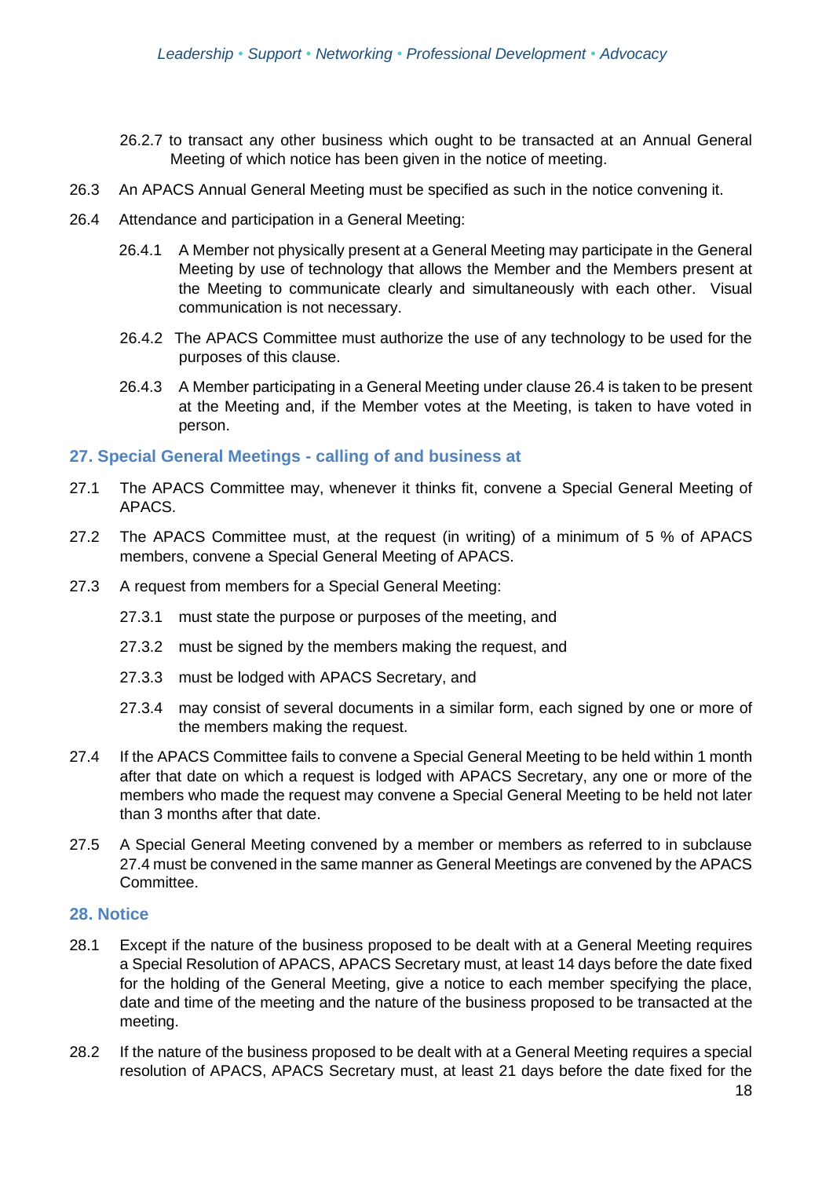26.2.7 to transact any other business which ought to be transacted at an Annual General Meeting of which notice has been given in the notice of meeting.

26.3 An APACS Annual General Meeting must be specified as such in the notice convening it.

26.4 Attendance and participation in a General Meeting:

26.4.1 A Member not physically present at a General Meeting may participate in the General Meeting by use of technology that allows the Member and the Members present at the Meeting to communicate clearly and simultaneously with each other. Visual communication is not necessary.

26.4.2 The APACS Committee must authorize the use of any technology to be used for the purposes of this clause.

26.4.3 A Member participating in a General Meeting under clause 26.4 is taken to be present at the Meeting and, if the Member votes at the Meeting, is taken to have voted in person.

## 27. Special General Meetings - calling of and business at

27.1 The APACS Committee may, whenever it thinks fit, convene a Special General Meeting of APACS.

27.2 The APACS Committee must, at the request (in writing) of a minimum of 5 % of APACS members, convene a Special General Meeting of APACS.

27.3 A request from members for a Special General Meeting:

27.3.1 must state the purpose or purposes of the meeting, and

27.3.2 must be signed by the members making the request, and

27.3.3 must be lodged with APACS Secretary, and

27.3.4 may consist of several documents in a similar form, each signed by one or more of the members making the request.

27.4 If the APACS Committee fails to convene a Special General Meeting to be held within 1 month after that date on which a request is lodged with APACS Secretary, any one or more of the members who made the request may convene a Special General Meeting to be held not later than 3 months after that date.

27.5 A Special General Meeting convened by a member or members as referred to in subclause 27.4 must be convened in the same manner as General Meetings are convened by the APACS Committee.

## 28. Notice

28.1 Except if the nature of the business proposed to be dealt with at a General Meeting requires a Special Resolution of APACS, APACS Secretary must, at least 14 days before the date fixed for the holding of the General Meeting, give a notice to each member specifying the place, date and time of the meeting and the nature of the business proposed to be transacted at the meeting.

28.2 If the nature of the business proposed to be dealt with at a General Meeting requires a special resolution of APACS, APACS Secretary must, at least 21 days before the date fixed for the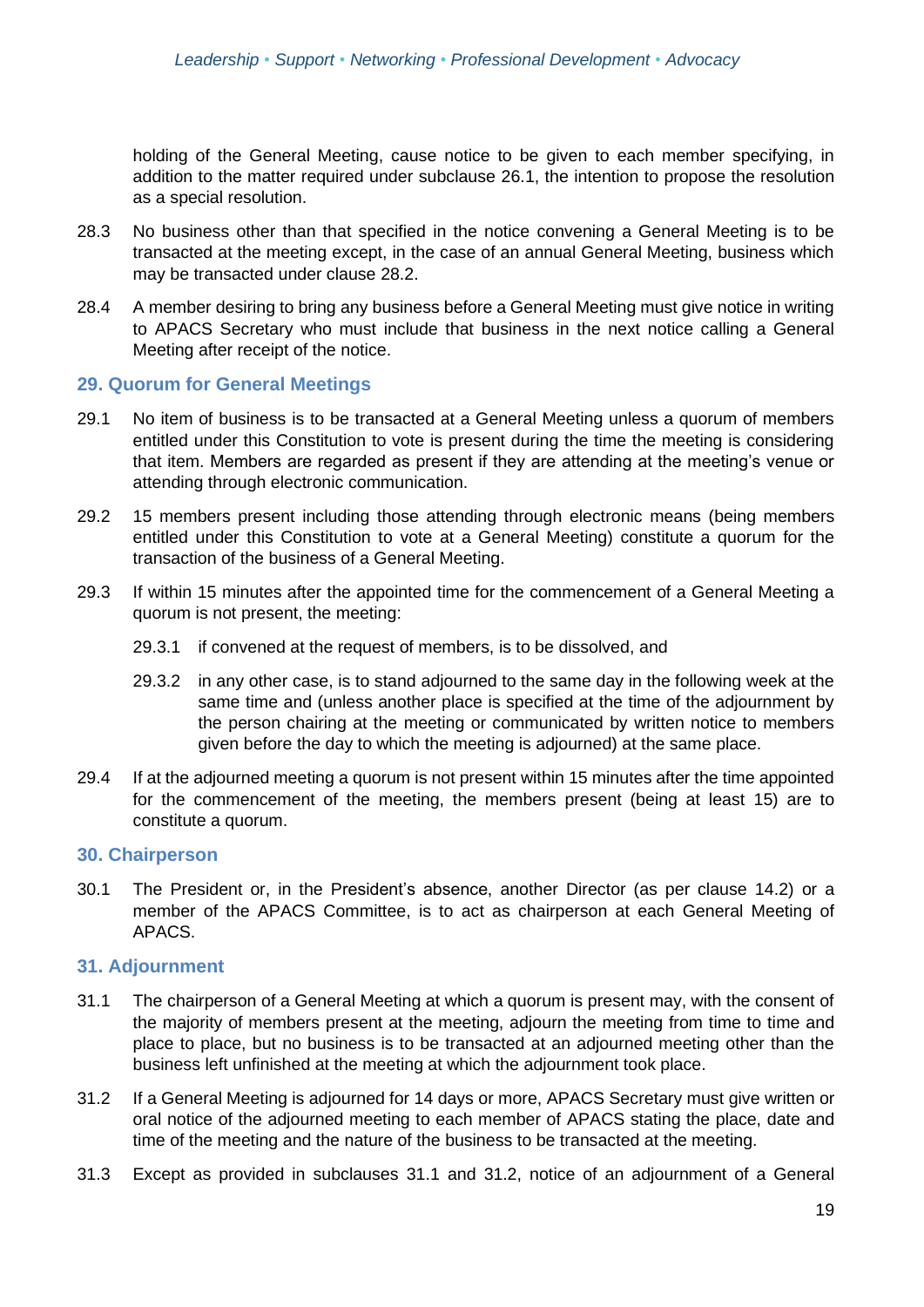holding of the General Meeting, cause notice to be given to each member specifying, in addition to the matter required under subclause 26.1, the intention to propose the resolution as a special resolution.

28.3 No business other than that specified in the notice convening a General Meeting is to be transacted at the meeting except, in the case of an annual General Meeting, business which may be transacted under clause 28.2.

28.4 A member desiring to bring any business before a General Meeting must give notice in writing to APACS Secretary who must include that business in the next notice calling a General Meeting after receipt of the notice.

## 29. Quorum for General Meetings

29.1 No item of business is to be transacted at a General Meeting unless a quorum of members entitled under this Constitution to vote is present during the time the meeting is considering that item. Members are regarded as present if they are attending at the meeting's venue or attending through electronic communication.

29.2 15 members present including those attending through electronic means (being members entitled under this Constitution to vote at a General Meeting) constitute a quorum for the transaction of the business of a General Meeting.

29.3 If within 15 minutes after the appointed time for the commencement of a General Meeting a quorum is not present, the meeting:

29.3.1 if convened at the request of members, is to be dissolved, and

29.3.2 in any other case, is to stand adjourned to the same day in the following week at the same time and (unless another place is specified at the time of the adjournment by the person chairing at the meeting or communicated by written notice to members given before the day to which the meeting is adjourned) at the same place.

29.4 If at the adjourned meeting a quorum is not present within 15 minutes after the time appointed for the commencement of the meeting, the members present (being at least 15) are to constitute a quorum.

## 30. Chairperson

30.1 The President or, in the President's absence, another Director (as per clause 14.2) or a member of the APACS Committee, is to act as chairperson at each General Meeting of APACS.

## 31. Adjournment

31.1 The chairperson of a General Meeting at which a quorum is present may, with the consent of the majority of members present at the meeting, adjourn the meeting from time to time and place to place, but no business is to be transacted at an adjourned meeting other than the business left unfinished at the meeting at which the adjournment took place.

31.2 If a General Meeting is adjourned for 14 days or more, APACS Secretary must give written or oral notice of the adjourned meeting to each member of APACS stating the place, date and time of the meeting and the nature of the business to be transacted at the meeting.

31.3 Except as provided in subclauses 31.1 and 31.2, notice of an adjournment of a General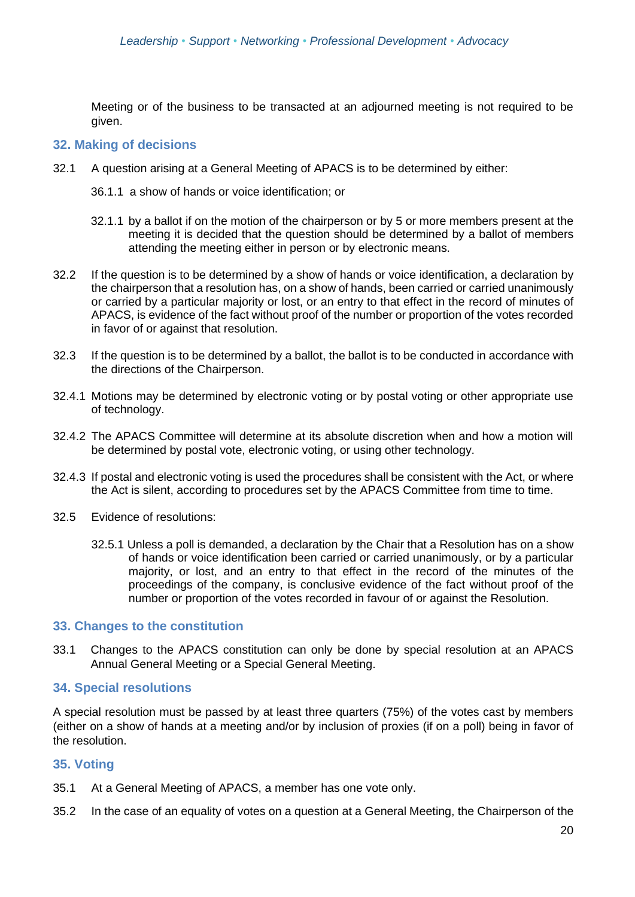Meeting or of the business to be transacted at an adjourned meeting is not required to be given.

## 32. Making of decisions

32.1 A question arising at a General Meeting of APACS is to be determined by either:

36.1.1 a show of hands or voice identification; or

32.1.1 by a ballot if on the motion of the chairperson or by 5 or more members present at the meeting it is decided that the question should be determined by a ballot of members attending the meeting either in person or by electronic means.

32.2 If the question is to be determined by a show of hands or voice identification, a declaration by the chairperson that a resolution has, on a show of hands, been carried or carried unanimously or carried by a particular majority or lost, or an entry to that effect in the record of minutes of APACS, is evidence of the fact without proof of the number or proportion of the votes recorded in favor of or against that resolution.

32.3 If the question is to be determined by a ballot, the ballot is to be conducted in accordance with the directions of the Chairperson.

32.4.1 Motions may be determined by electronic voting or by postal voting or other appropriate use of technology.

32.4.2 The APACS Committee will determine at its absolute discretion when and how a motion will be determined by postal vote, electronic voting, or using other technology.

32.4.3 If postal and electronic voting is used the procedures shall be consistent with the Act, or where the Act is silent, according to procedures set by the APACS Committee from time to time.

32.5 Evidence of resolutions:

32.5.1 Unless a poll is demanded, a declaration by the Chair that a Resolution has on a show of hands or voice identification been carried or carried unanimously, or by a particular majority, or lost, and an entry to that effect in the record of the minutes of the proceedings of the company, is conclusive evidence of the fact without proof of the number or proportion of the votes recorded in favour of or against the Resolution.

## 33. Changes to the constitution

33.1 Changes to the APACS constitution can only be done by special resolution at an APACS Annual General Meeting or a Special General Meeting.

## 34. Special resolutions

A special resolution must be passed by at least three quarters (75%) of the votes cast by members (either on a show of hands at a meeting and/or by inclusion of proxies (if on a poll) being in favor of the resolution.

## 35. Voting

35.1 At a General Meeting of APACS, a member has one vote only.

35.2 In the case of an equality of votes on a question at a General Meeting, the Chairperson of the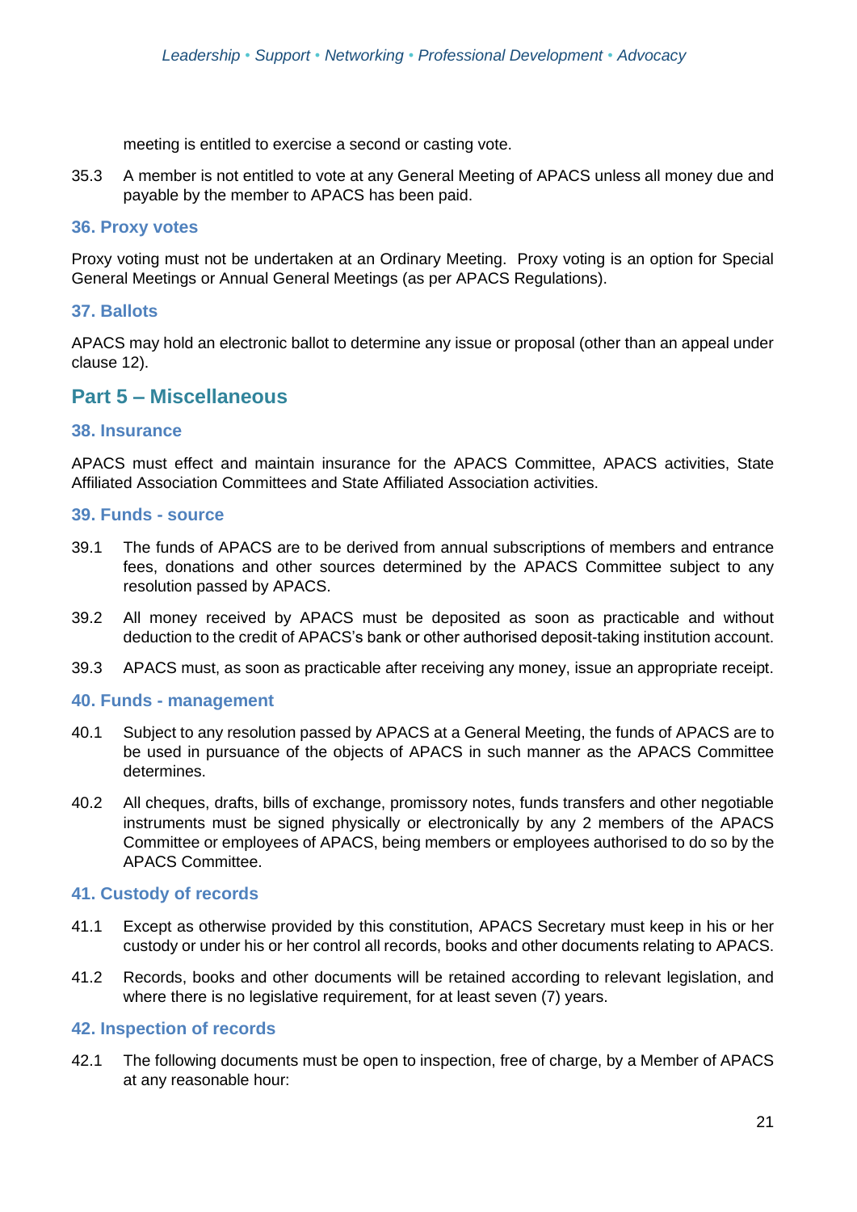meeting is entitled to exercise a second or casting vote.

35.3 A member is not entitled to vote at any General Meeting of APACS unless all money due and payable by the member to APACS has been paid.

### 36. Proxy votes

Proxy voting must not be undertaken at an Ordinary Meeting. Proxy voting is an option for Special General Meetings or Annual General Meetings (as per APACS Regulations).

### 37. Ballots

APACS may hold an electronic ballot to determine any issue or proposal (other than an appeal under clause 12).

## Part 5 – Miscellaneous

### 38. Insurance

APACS must effect and maintain insurance for the APACS Committee, APACS activities, State Affiliated Association Committees and State Affiliated Association activities.

### 39. Funds - source

39.1 The funds of APACS are to be derived from annual subscriptions of members and entrance fees, donations and other sources determined by the APACS Committee subject to any resolution passed by APACS.

39.2 All money received by APACS must be deposited as soon as practicable and without deduction to the credit of APACS's bank or other authorised deposit-taking institution account.

39.3 APACS must, as soon as practicable after receiving any money, issue an appropriate receipt.

### 40. Funds - management

40.1 Subject to any resolution passed by APACS at a General Meeting, the funds of APACS are to be used in pursuance of the objects of APACS in such manner as the APACS Committee determines.

40.2 All cheques, drafts, bills of exchange, promissory notes, funds transfers and other negotiable instruments must be signed physically or electronically by any 2 members of the APACS Committee or employees of APACS, being members or employees authorised to do so by the APACS Committee.

### 41. Custody of records

41.1 Except as otherwise provided by this constitution, APACS Secretary must keep in his or her custody or under his or her control all records, books and other documents relating to APACS.

41.2 Records, books and other documents will be retained according to relevant legislation, and where there is no legislative requirement, for at least seven (7) years.

### 42. Inspection of records

42.1 The following documents must be open to inspection, free of charge, by a Member of APACS at any reasonable hour: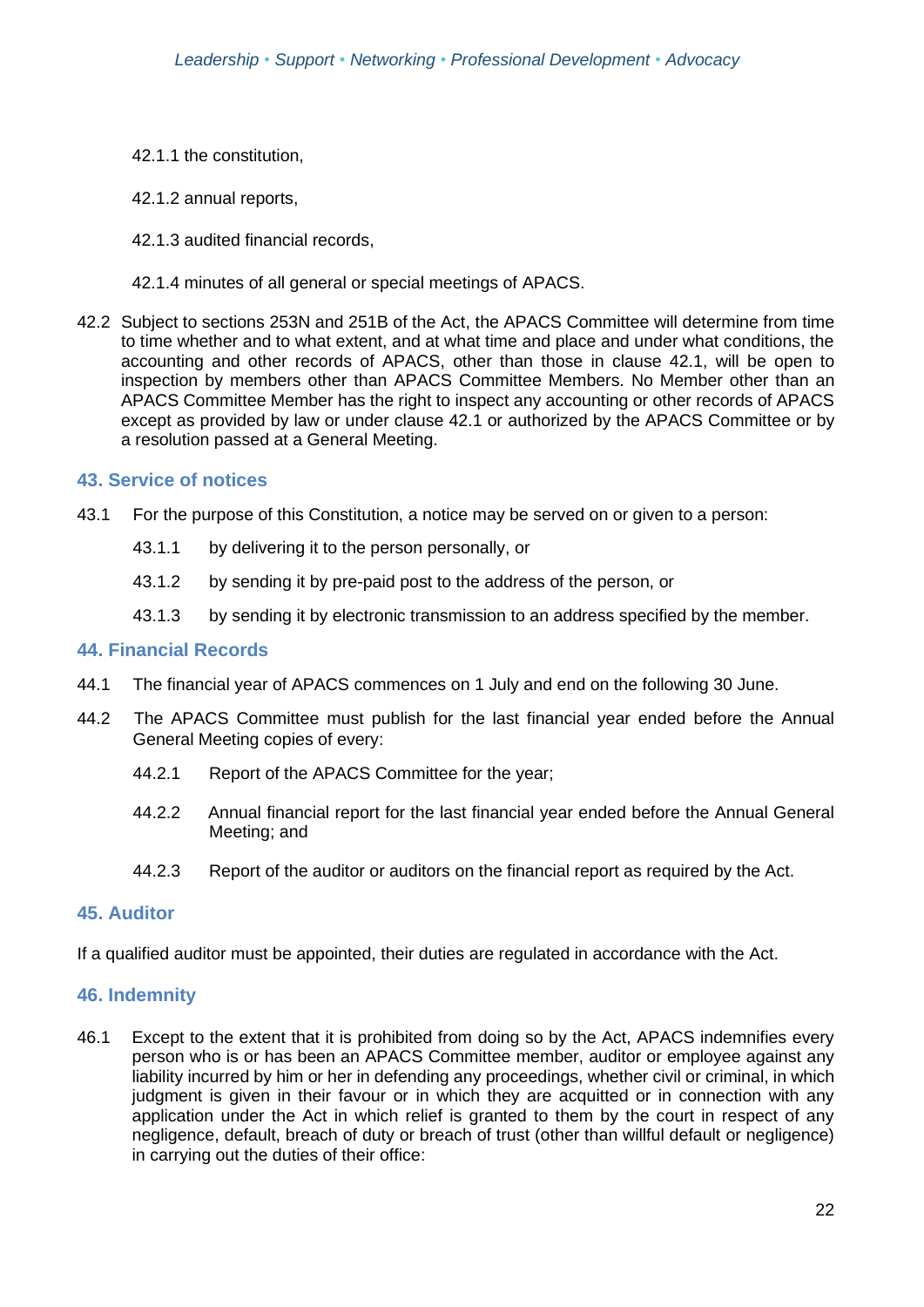42.1.1 the constitution,

42.1.2 annual reports,

42.1.3 audited financial records,

42.1.4 minutes of all general or special meetings of APACS.

42.2 Subject to sections 253N and 251B of the Act, the APACS Committee will determine from time to time whether and to what extent, and at what time and place and under what conditions, the accounting and other records of APACS, other than those in clause 42.1, will be open to inspection by members other than APACS Committee Members. No Member other than an APACS Committee Member has the right to inspect any accounting or other records of APACS except as provided by law or under clause 42.1 or authorized by the APACS Committee or by a resolution passed at a General Meeting.

## 43. Service of notices

43.1 For the purpose of this Constitution, a notice may be served on or given to a person:

43.1.1 by delivering it to the person personally, or

43.1.2 by sending it by pre-paid post to the address of the person, or

43.1.3 by sending it by electronic transmission to an address specified by the member.

## 44. Financial Records

44.1 The financial year of APACS commences on 1 July and end on the following 30 June.

44.2 The APACS Committee must publish for the last financial year ended before the Annual General Meeting copies of every:

44.2.1 Report of the APACS Committee for the year;

44.2.2 Annual financial report for the last financial year ended before the Annual General Meeting; and

44.2.3 Report of the auditor or auditors on the financial report as required by the Act.

## 45. Auditor

If a qualified auditor must be appointed, their duties are regulated in accordance with the Act.

## 46. Indemnity

46.1 Except to the extent that it is prohibited from doing so by the Act, APACS indemnifies every person who is or has been an APACS Committee member, auditor or employee against any liability incurred by him or her in defending any proceedings, whether civil or criminal, in which judgment is given in their favour or in which they are acquitted or in connection with any application under the Act in which relief is granted to them by the court in respect of any negligence, default, breach of duty or breach of trust (other than willful default or negligence) in carrying out the duties of their office: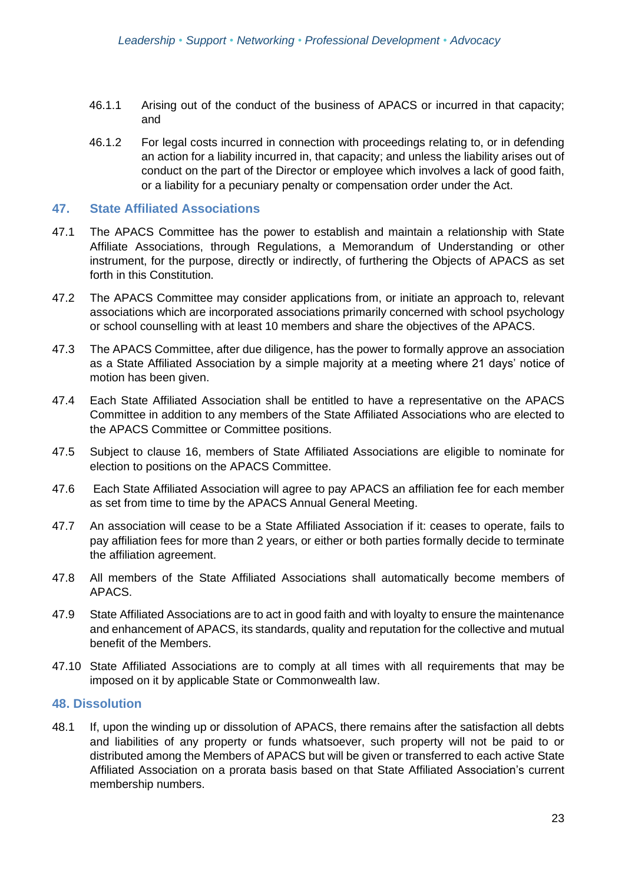46.1.1 Arising out of the conduct of the business of APACS or incurred in that capacity; and

46.1.2 For legal costs incurred in connection with proceedings relating to, or in defending an action for a liability incurred in, that capacity; and unless the liability arises out of conduct on the part of the Director or employee which involves a lack of good faith, or a liability for a pecuniary penalty or compensation order under the Act.

## 47. State Affiliated Associations

47.1 The APACS Committee has the power to establish and maintain a relationship with State Affiliate Associations, through Regulations, a Memorandum of Understanding or other instrument, for the purpose, directly or indirectly, of furthering the Objects of APACS as set forth in this Constitution.

47.2 The APACS Committee may consider applications from, or initiate an approach to, relevant associations which are incorporated associations primarily concerned with school psychology or school counselling with at least 10 members and share the objectives of the APACS.

47.3 The APACS Committee, after due diligence, has the power to formally approve an association as a State Affiliated Association by a simple majority at a meeting where 21 days' notice of motion has been given.

47.4 Each State Affiliated Association shall be entitled to have a representative on the APACS Committee in addition to any members of the State Affiliated Associations who are elected to the APACS Committee or Committee positions.

47.5 Subject to clause 16, members of State Affiliated Associations are eligible to nominate for election to positions on the APACS Committee.

47.6 Each State Affiliated Association will agree to pay APACS an affiliation fee for each member as set from time to time by the APACS Annual General Meeting.

47.7 An association will cease to be a State Affiliated Association if it: ceases to operate, fails to pay affiliation fees for more than 2 years, or either or both parties formally decide to terminate the affiliation agreement.

47.8 All members of the State Affiliated Associations shall automatically become members of APACS.

47.9 State Affiliated Associations are to act in good faith and with loyalty to ensure the maintenance and enhancement of APACS, its standards, quality and reputation for the collective and mutual benefit of the Members.

47.10 State Affiliated Associations are to comply at all times with all requirements that may be imposed on it by applicable State or Commonwealth law.

## 48. Dissolution

48.1 If, upon the winding up or dissolution of APACS, there remains after the satisfaction all debts and liabilities of any property or funds whatsoever, such property will not be paid to or distributed among the Members of APACS but will be given or transferred to each active State Affiliated Association on a prorata basis based on that State Affiliated Association's current membership numbers.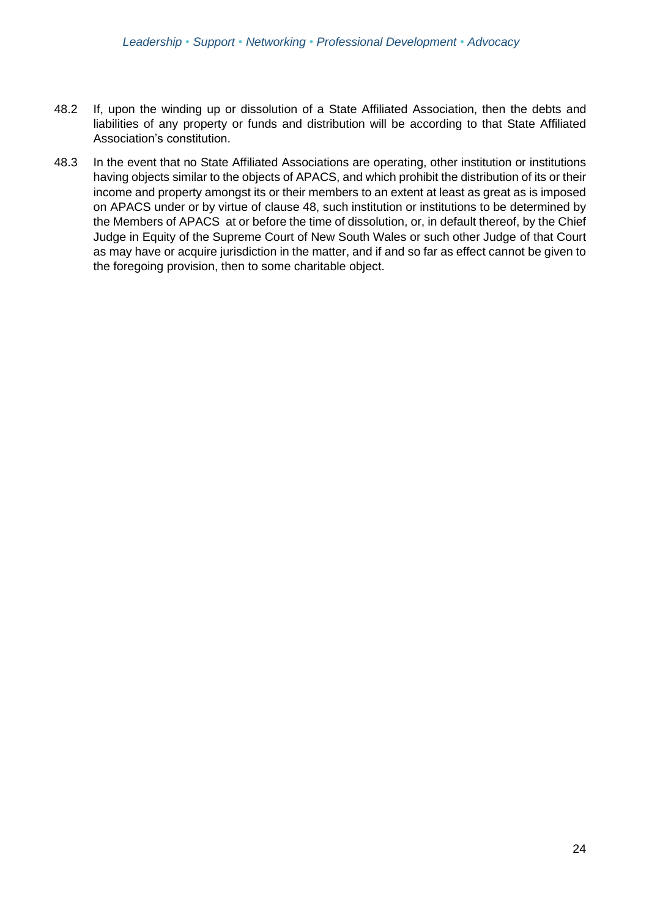48.2 If, upon the winding up or dissolution of a State Affiliated Association, then the debts and liabilities of any property or funds and distribution will be according to that State Affiliated Association's constitution.

48.3 In the event that no State Affiliated Associations are operating, other institution or institutions having objects similar to the objects of APACS, and which prohibit the distribution of its or their income and property amongst its or their members to an extent at least as great as is imposed on APACS under or by virtue of clause 48, such institution or institutions to be determined by the Members of APACS at or before the time of dissolution, or, in default thereof, by the Chief Judge in Equity of the Supreme Court of New South Wales or such other Judge of that Court as may have or acquire jurisdiction in the matter, and if and so far as effect cannot be given to the foregoing provision, then to some charitable object.